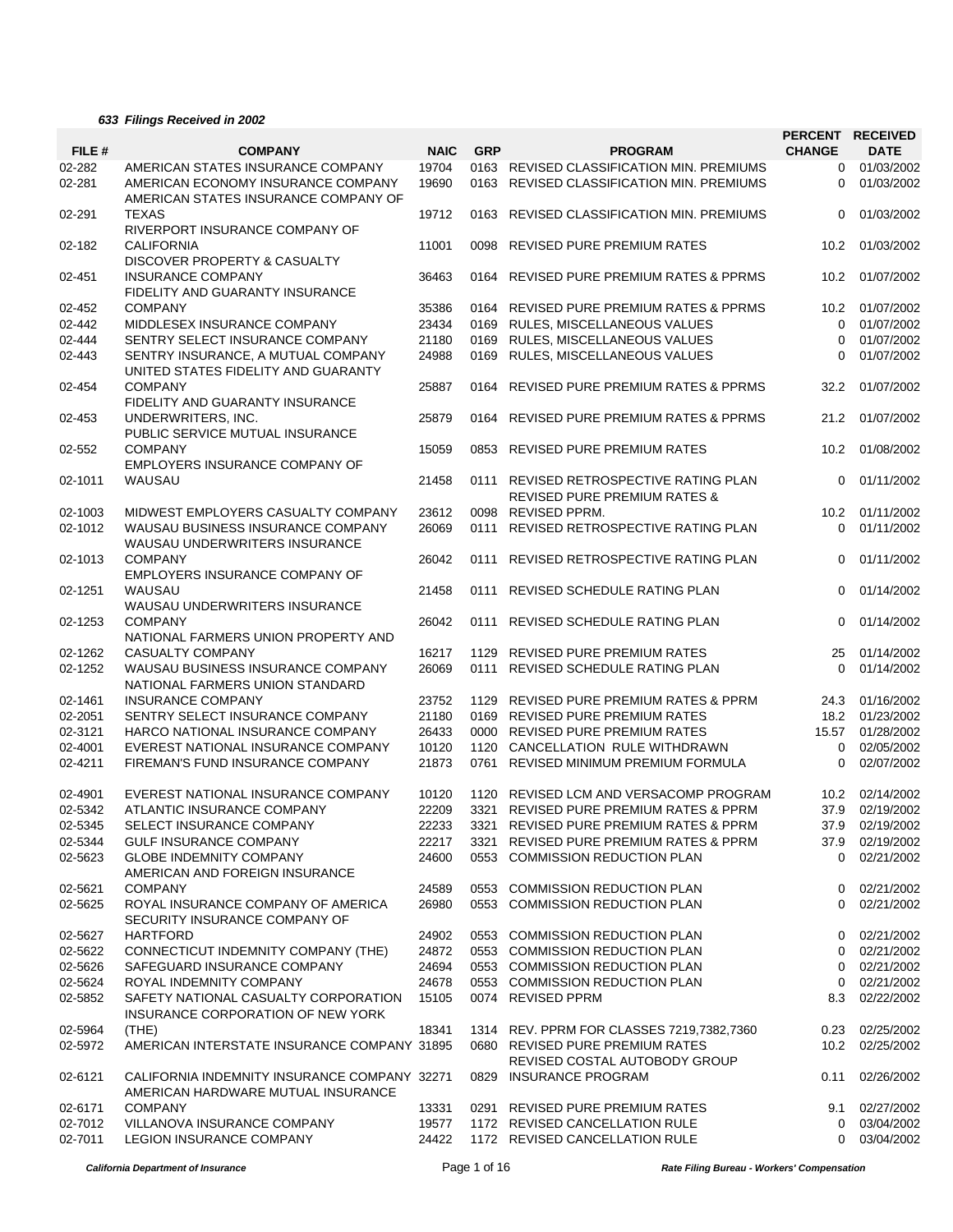***633 Filings Received in 2002***

| FILE # | COMPANY | NAIC | GRP | PROGRAM | PERCENT CHANGE | RECEIVED DATE |
|---|---|---|---|---|---|---|
| 02-282 | AMERICAN STATES INSURANCE COMPANY | 19704 | 0163 | REVISED CLASSIFICATION MIN. PREMIUMS | 0 | 01/03/2002 |
| 02-281 | AMERICAN ECONOMY INSURANCE COMPANY | 19690 | 0163 | REVISED CLASSIFICATION MIN. PREMIUMS | 0 | 01/03/2002 |
| 02-291 | AMERICAN STATES INSURANCE COMPANY OF TEXAS | 19712 | 0163 | REVISED CLASSIFICATION MIN. PREMIUMS | 0 | 01/03/2002 |
| 02-182 | RIVERPORT INSURANCE COMPANY OF CALIFORNIA | 11001 | 0098 | REVISED PURE PREMIUM RATES | 10.2 | 01/03/2002 |
| 02-451 | DISCOVER PROPERTY & CASUALTY INSURANCE COMPANY | 36463 | 0164 | REVISED PURE PREMIUM RATES & PPRMS | 10.2 | 01/07/2002 |
| 02-452 | FIDELITY AND GUARANTY INSURANCE COMPANY | 35386 | 0164 | REVISED PURE PREMIUM RATES & PPRMS | 10.2 | 01/07/2002 |
| 02-442 | MIDDLESEX INSURANCE COMPANY | 23434 | 0169 | RULES, MISCELLANEOUS VALUES | 0 | 01/07/2002 |
| 02-444 | SENTRY SELECT INSURANCE COMPANY | 21180 | 0169 | RULES, MISCELLANEOUS VALUES | 0 | 01/07/2002 |
| 02-443 | SENTRY INSURANCE, A MUTUAL COMPANY | 24988 | 0169 | RULES, MISCELLANEOUS VALUES | 0 | 01/07/2002 |
| 02-454 | UNITED STATES FIDELITY AND GUARANTY COMPANY | 25887 | 0164 | REVISED PURE PREMIUM RATES & PPRMS | 32.2 | 01/07/2002 |
| 02-453 | FIDELITY AND GUARANTY INSURANCE UNDERWRITERS, INC. | 25879 | 0164 | REVISED PURE PREMIUM RATES & PPRMS | 21.2 | 01/07/2002 |
| 02-552 | PUBLIC SERVICE MUTUAL INSURANCE COMPANY | 15059 | 0853 | REVISED PURE PREMIUM RATES | 10.2 | 01/08/2002 |
| 02-1011 | EMPLOYERS INSURANCE COMPANY OF WAUSAU | 21458 | 0111 | REVISED RETROSPECTIVE RATING PLAN | 0 | 01/11/2002 |
| 02-1003 | MIDWEST EMPLOYERS CASUALTY COMPANY | 23612 | 0098 | REVISED PURE PREMIUM RATES & REVISED PPRM. | 10.2 | 01/11/2002 |
| 02-1012 | WAUSAU BUSINESS INSURANCE COMPANY | 26069 | 0111 | REVISED RETROSPECTIVE RATING PLAN | 0 | 01/11/2002 |
| 02-1013 | WAUSAU UNDERWRITERS INSURANCE COMPANY | 26042 | 0111 | REVISED RETROSPECTIVE RATING PLAN | 0 | 01/11/2002 |
| 02-1251 | EMPLOYERS INSURANCE COMPANY OF WAUSAU | 21458 | 0111 | REVISED SCHEDULE RATING PLAN | 0 | 01/14/2002 |
| 02-1253 | WAUSAU UNDERWRITERS INSURANCE COMPANY | 26042 | 0111 | REVISED SCHEDULE RATING PLAN | 0 | 01/14/2002 |
| 02-1262 | NATIONAL FARMERS UNION PROPERTY AND CASUALTY COMPANY | 16217 | 1129 | REVISED PURE PREMIUM RATES | 25 | 01/14/2002 |
| 02-1252 | WAUSAU BUSINESS INSURANCE COMPANY | 26069 | 0111 | REVISED SCHEDULE RATING PLAN | 0 | 01/14/2002 |
| 02-1461 | NATIONAL FARMERS UNION STANDARD INSURANCE COMPANY | 23752 | 1129 | REVISED PURE PREMIUM RATES & PPRM | 24.3 | 01/16/2002 |
| 02-2051 | SENTRY SELECT INSURANCE COMPANY | 21180 | 0169 | REVISED PURE PREMIUM RATES | 18.2 | 01/23/2002 |
| 02-3121 | HARCO NATIONAL INSURANCE COMPANY | 26433 | 0000 | REVISED PURE PREMIUM RATES | 15.57 | 01/28/2002 |
| 02-4001 | EVEREST NATIONAL INSURANCE COMPANY | 10120 | 1120 | CANCELLATION RULE WITHDRAWN | 0 | 02/05/2002 |
| 02-4211 | FIREMAN'S FUND INSURANCE COMPANY | 21873 | 0761 | REVISED MINIMUM PREMIUM FORMULA | 0 | 02/07/2002 |
| 02-4901 | EVEREST NATIONAL INSURANCE COMPANY | 10120 | 1120 | REVISED LCM AND VERSACOMP PROGRAM | 10.2 | 02/14/2002 |
| 02-5342 | ATLANTIC INSURANCE COMPANY | 22209 | 3321 | REVISED PURE PREMIUM RATES & PPRM | 37.9 | 02/19/2002 |
| 02-5345 | SELECT INSURANCE COMPANY | 22233 | 3321 | REVISED PURE PREMIUM RATES & PPRM | 37.9 | 02/19/2002 |
| 02-5344 | GULF INSURANCE COMPANY | 22217 | 3321 | REVISED PURE PREMIUM RATES & PPRM | 37.9 | 02/19/2002 |
| 02-5623 | GLOBE INDEMNITY COMPANY | 24600 | 0553 | COMMISSION REDUCTION PLAN | 0 | 02/21/2002 |
| 02-5621 | AMERICAN AND FOREIGN INSURANCE COMPANY | 24589 | 0553 | COMMISSION REDUCTION PLAN | 0 | 02/21/2002 |
| 02-5625 | ROYAL INSURANCE COMPANY OF AMERICA | 26980 | 0553 | COMMISSION REDUCTION PLAN | 0 | 02/21/2002 |
| 02-5627 | SECURITY INSURANCE COMPANY OF HARTFORD | 24902 | 0553 | COMMISSION REDUCTION PLAN | 0 | 02/21/2002 |
| 02-5622 | CONNECTICUT INDEMNITY COMPANY (THE) | 24872 | 0553 | COMMISSION REDUCTION PLAN | 0 | 02/21/2002 |
| 02-5626 | SAFEGUARD INSURANCE COMPANY | 24694 | 0553 | COMMISSION REDUCTION PLAN | 0 | 02/21/2002 |
| 02-5624 | ROYAL INDEMNITY COMPANY | 24678 | 0553 | COMMISSION REDUCTION PLAN | 0 | 02/21/2002 |
| 02-5852 | SAFETY NATIONAL CASUALTY CORPORATION | 15105 | 0074 | REVISED PPRM | 8.3 | 02/22/2002 |
| 02-5964 | INSURANCE CORPORATION OF NEW YORK (THE) | 18341 | 1314 | REV. PPRM FOR CLASSES 7219,7382,7360 | 0.23 | 02/25/2002 |
| 02-5972 | AMERICAN INTERSTATE INSURANCE COMPANY | 31895 | 0680 | REVISED PURE PREMIUM RATES | 10.2 | 02/25/2002 |
| 02-6121 | CALIFORNIA INDEMNITY INSURANCE COMPANY | 32271 | 0829 | REVISED COSTAL AUTOBODY GROUP INSURANCE PROGRAM | 0.11 | 02/26/2002 |
| 02-6171 | AMERICAN HARDWARE MUTUAL INSURANCE COMPANY | 13331 | 0291 | REVISED PURE PREMIUM RATES | 9.1 | 02/27/2002 |
| 02-7012 | VILLANOVA INSURANCE COMPANY | 19577 | 1172 | REVISED CANCELLATION RULE | 0 | 03/04/2002 |
| 02-7011 | LEGION INSURANCE COMPANY | 24422 | 1172 | REVISED CANCELLATION RULE | 0 | 03/04/2002 |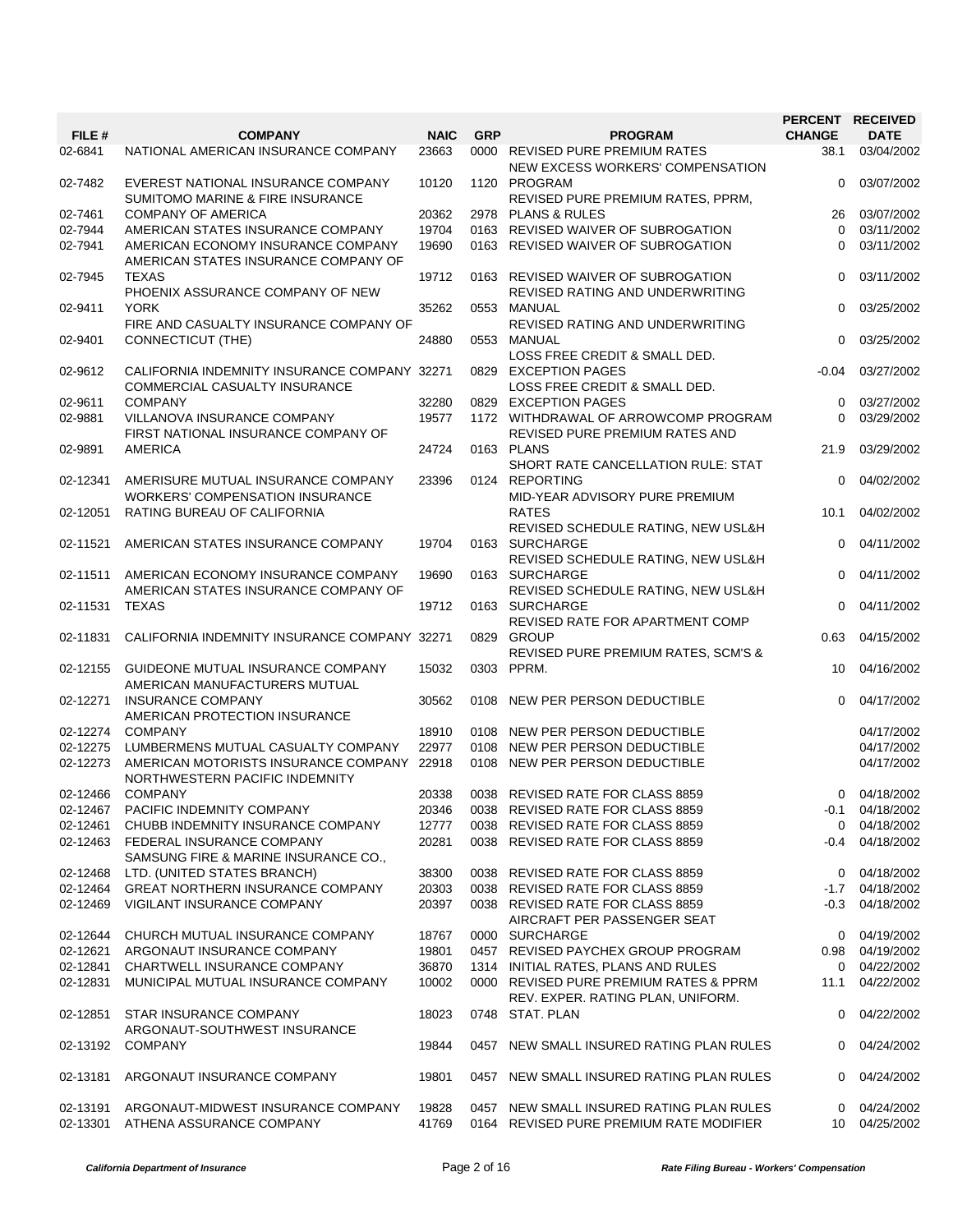| FILE # | COMPANY | NAIC | GRP | PROGRAM | PERCENT CHANGE | RECEIVED DATE |
|---|---|---|---|---|---|---|
| 02-6841 | NATIONAL AMERICAN INSURANCE COMPANY | 23663 | 0000 | REVISED PURE PREMIUM RATES | 38.1 | 03/04/2002 |
| 02-7482 | EVEREST NATIONAL INSURANCE COMPANY | 10120 | 1120 | NEW EXCESS WORKERS' COMPENSATION PROGRAM | 0 | 03/07/2002 |
| 02-7461 | SUMITOMO MARINE & FIRE INSURANCE COMPANY OF AMERICA | 20362 | 2978 | REVISED PURE PREMIUM RATES, PPRM, PLANS & RULES | 26 | 03/07/2002 |
| 02-7944 | AMERICAN STATES INSURANCE COMPANY | 19704 | 0163 | REVISED WAIVER OF SUBROGATION | 0 | 03/11/2002 |
| 02-7941 | AMERICAN ECONOMY INSURANCE COMPANY | 19690 | 0163 | REVISED WAIVER OF SUBROGATION | 0 | 03/11/2002 |
| 02-7945 | AMERICAN STATES INSURANCE COMPANY OF TEXAS | 19712 | 0163 | REVISED WAIVER OF SUBROGATION | 0 | 03/11/2002 |
| 02-9411 | PHOENIX ASSURANCE COMPANY OF NEW YORK | 35262 | 0553 | REVISED RATING AND UNDERWRITING MANUAL | 0 | 03/25/2002 |
| 02-9401 | FIRE AND CASUALTY INSURANCE COMPANY OF CONNECTICUT (THE) | 24880 | 0553 | REVISED RATING AND UNDERWRITING MANUAL | 0 | 03/25/2002 |
| 02-9612 | CALIFORNIA INDEMNITY INSURANCE COMPANY | 32271 | 0829 | LOSS FREE CREDIT & SMALL DED. EXCEPTION PAGES | -0.04 | 03/27/2002 |
| 02-9611 | COMMERCIAL CASUALTY INSURANCE COMPANY | 32280 | 0829 | LOSS FREE CREDIT & SMALL DED. EXCEPTION PAGES | 0 | 03/27/2002 |
| 02-9881 | VILLANOVA INSURANCE COMPANY | 19577 | 1172 | WITHDRAWAL OF ARROWCOMP PROGRAM | 0 | 03/29/2002 |
| 02-9891 | FIRST NATIONAL INSURANCE COMPANY OF AMERICA | 24724 | 0163 | REVISED PURE PREMIUM RATES AND PLANS | 21.9 | 03/29/2002 |
| 02-12341 | AMERISURE MUTUAL INSURANCE COMPANY | 23396 | 0124 | SHORT RATE CANCELLATION RULE: STAT REPORTING | 0 | 04/02/2002 |
| 02-12051 | WORKERS' COMPENSATION INSURANCE RATING BUREAU OF CALIFORNIA | | | MID-YEAR ADVISORY PURE PREMIUM RATES | 10.1 | 04/02/2002 |
| 02-11521 | AMERICAN STATES INSURANCE COMPANY | 19704 | 0163 | REVISED SCHEDULE RATING, NEW USL&H SURCHARGE | 0 | 04/11/2002 |
| 02-11511 | AMERICAN ECONOMY INSURANCE COMPANY | 19690 | 0163 | REVISED SCHEDULE RATING, NEW USL&H SURCHARGE | 0 | 04/11/2002 |
| 02-11531 | AMERICAN STATES INSURANCE COMPANY OF TEXAS | 19712 | 0163 | REVISED SCHEDULE RATING, NEW USL&H SURCHARGE | 0 | 04/11/2002 |
| 02-11831 | CALIFORNIA INDEMNITY INSURANCE COMPANY | 32271 | 0829 | REVISED RATE FOR APARTMENT COMP GROUP | 0.63 | 04/15/2002 |
| 02-12155 | GUIDEONE MUTUAL INSURANCE COMPANY | 15032 | 0303 | REVISED PURE PREMIUM RATES, SCM'S & PPRM. | 10 | 04/16/2002 |
| 02-12271 | AMERICAN MANUFACTURERS MUTUAL INSURANCE COMPANY | 30562 | 0108 | NEW PER PERSON DEDUCTIBLE | 0 | 04/17/2002 |
| 02-12274 | AMERICAN PROTECTION INSURANCE COMPANY | 18910 | 0108 | NEW PER PERSON DEDUCTIBLE | | 04/17/2002 |
| 02-12275 | LUMBERMENS MUTUAL CASUALTY COMPANY | 22977 | 0108 | NEW PER PERSON DEDUCTIBLE | | 04/17/2002 |
| 02-12273 | AMERICAN MOTORISTS INSURANCE COMPANY | 22918 | 0108 | NEW PER PERSON DEDUCTIBLE | | 04/17/2002 |
| 02-12466 | NORTHWESTERN PACIFIC INDEMNITY COMPANY | 20338 | 0038 | REVISED RATE FOR CLASS 8859 | 0 | 04/18/2002 |
| 02-12467 | PACIFIC INDEMNITY COMPANY | 20346 | 0038 | REVISED RATE FOR CLASS 8859 | -0.1 | 04/18/2002 |
| 02-12461 | CHUBB INDEMNITY INSURANCE COMPANY | 12777 | 0038 | REVISED RATE FOR CLASS 8859 | 0 | 04/18/2002 |
| 02-12463 | FEDERAL INSURANCE COMPANY | 20281 | 0038 | REVISED RATE FOR CLASS 8859 | -0.4 | 04/18/2002 |
| 02-12468 | SAMSUNG FIRE & MARINE INSURANCE CO., LTD. (UNITED STATES BRANCH) | 38300 | 0038 | REVISED RATE FOR CLASS 8859 | 0 | 04/18/2002 |
| 02-12464 | GREAT NORTHERN INSURANCE COMPANY | 20303 | 0038 | REVISED RATE FOR CLASS 8859 | -1.7 | 04/18/2002 |
| 02-12469 | VIGILANT INSURANCE COMPANY | 20397 | 0038 | REVISED RATE FOR CLASS 8859 | -0.3 | 04/18/2002 |
| 02-12644 | CHURCH MUTUAL INSURANCE COMPANY | 18767 | 0000 | AIRCRAFT PER PASSENGER SEAT SURCHARGE | 0 | 04/19/2002 |
| 02-12621 | ARGONAUT INSURANCE COMPANY | 19801 | 0457 | REVISED PAYCHEX GROUP PROGRAM | 0.98 | 04/19/2002 |
| 02-12841 | CHARTWELL INSURANCE COMPANY | 36870 | 1314 | INITIAL RATES, PLANS AND RULES | 0 | 04/22/2002 |
| 02-12831 | MUNICIPAL MUTUAL INSURANCE COMPANY | 10002 | 0000 | REVISED PURE PREMIUM RATES & PPRM | 11.1 | 04/22/2002 |
| 02-12851 | STAR INSURANCE COMPANY | 18023 | 0748 | REV. EXPER. RATING PLAN, UNIFORM. STAT. PLAN | 0 | 04/22/2002 |
| 02-13192 | ARGONAUT-SOUTHWEST INSURANCE COMPANY | 19844 | 0457 | NEW SMALL INSURED RATING PLAN RULES | 0 | 04/24/2002 |
| 02-13181 | ARGONAUT INSURANCE COMPANY | 19801 | 0457 | NEW SMALL INSURED RATING PLAN RULES | 0 | 04/24/2002 |
| 02-13191 | ARGONAUT-MIDWEST INSURANCE COMPANY | 19828 | 0457 | NEW SMALL INSURED RATING PLAN RULES | 0 | 04/24/2002 |
| 02-13301 | ATHENA ASSURANCE COMPANY | 41769 | 0164 | REVISED PURE PREMIUM RATE MODIFIER | 10 | 04/25/2002 |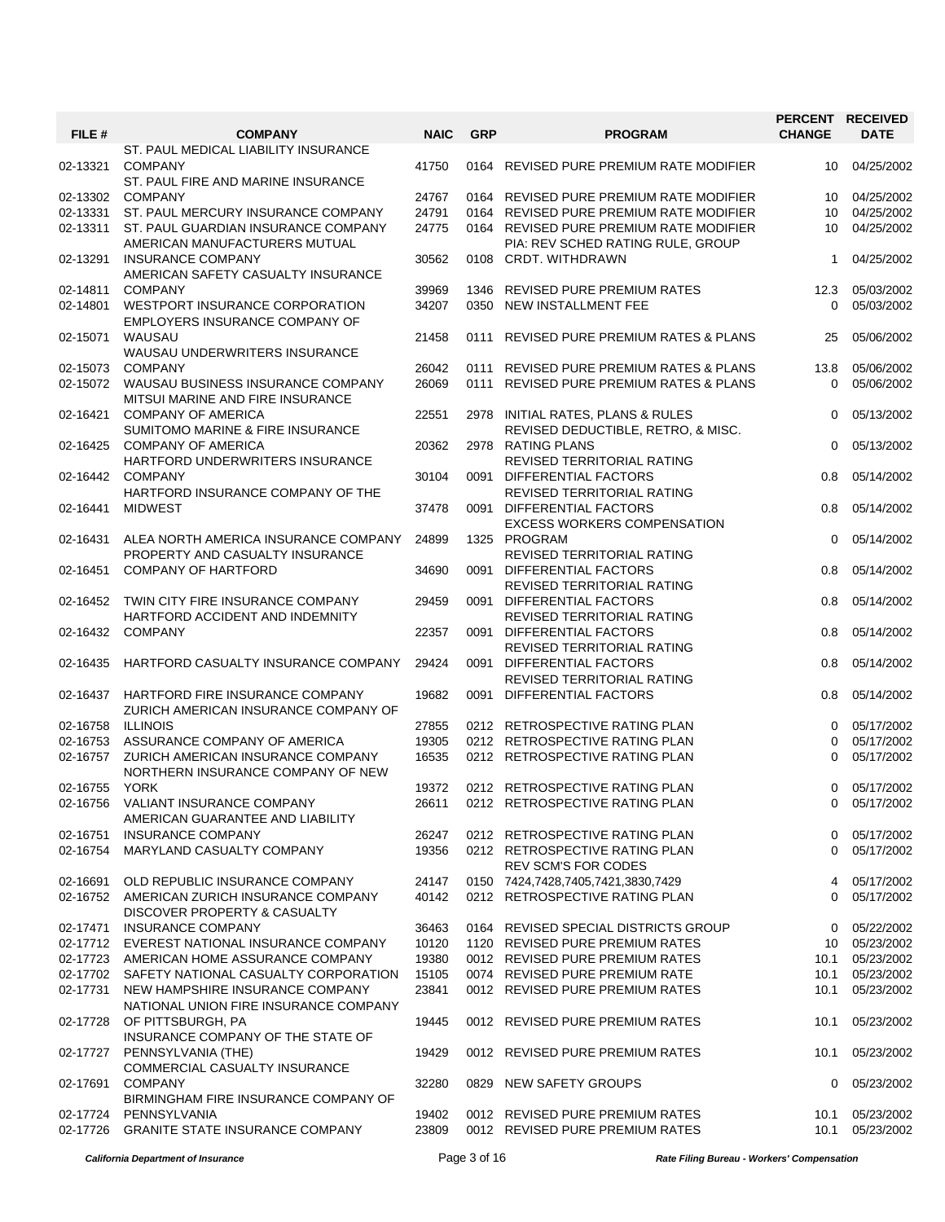| FILE # | COMPANY | NAIC | GRP | PROGRAM | PERCENT CHANGE | RECEIVED DATE |
|---|---|---|---|---|---|---|
| 02-13321 | ST. PAUL MEDICAL LIABILITY INSURANCE COMPANY | 41750 | 0164 | REVISED PURE PREMIUM RATE MODIFIER | 10 | 04/25/2002 |
| 02-13302 | ST. PAUL FIRE AND MARINE INSURANCE COMPANY | 24767 | 0164 | REVISED PURE PREMIUM RATE MODIFIER | 10 | 04/25/2002 |
| 02-13331 | ST. PAUL MERCURY INSURANCE COMPANY | 24791 | 0164 | REVISED PURE PREMIUM RATE MODIFIER | 10 | 04/25/2002 |
| 02-13311 | ST. PAUL GUARDIAN INSURANCE COMPANY | 24775 | 0164 | REVISED PURE PREMIUM RATE MODIFIER | 10 | 04/25/2002 |
| 02-13291 | AMERICAN MANUFACTURERS MUTUAL INSURANCE COMPANY | 30562 | 0108 | PIA: REV SCHED RATING RULE, GROUP CRDT. WITHDRAWN | 1 | 04/25/2002 |
| 02-14811 | AMERICAN SAFETY CASUALTY INSURANCE COMPANY | 39969 | 1346 | REVISED PURE PREMIUM RATES | 12.3 | 05/03/2002 |
| 02-14801 | WESTPORT INSURANCE CORPORATION | 34207 | 0350 | NEW INSTALLMENT FEE | 0 | 05/03/2002 |
| 02-15071 | EMPLOYERS INSURANCE COMPANY OF WAUSAU | 21458 | 0111 | REVISED PURE PREMIUM RATES & PLANS | 25 | 05/06/2002 |
| 02-15073 | WAUSAU UNDERWRITERS INSURANCE COMPANY | 26042 | 0111 | REVISED PURE PREMIUM RATES & PLANS | 13.8 | 05/06/2002 |
| 02-15072 | WAUSAU BUSINESS INSURANCE COMPANY | 26069 | 0111 | REVISED PURE PREMIUM RATES & PLANS | 0 | 05/06/2002 |
| 02-16421 | MITSUI MARINE AND FIRE INSURANCE COMPANY OF AMERICA | 22551 | 2978 | INITIAL RATES, PLANS & RULES | 0 | 05/13/2002 |
| 02-16425 | SUMITOMO MARINE & FIRE INSURANCE COMPANY OF AMERICA | 20362 | 2978 | REVISED DEDUCTIBLE, RETRO, & MISC. RATING PLANS | 0 | 05/13/2002 |
| 02-16442 | HARTFORD UNDERWRITERS INSURANCE COMPANY | 30104 | 0091 | REVISED TERRITORIAL RATING DIFFERENTIAL FACTORS | 0.8 | 05/14/2002 |
| 02-16441 | HARTFORD INSURANCE COMPANY OF THE MIDWEST | 37478 | 0091 | REVISED TERRITORIAL RATING DIFFERENTIAL FACTORS | 0.8 | 05/14/2002 |
| 02-16431 | ALEA NORTH AMERICA INSURANCE COMPANY | 24899 | 1325 | EXCESS WORKERS COMPENSATION PROGRAM | 0 | 05/14/2002 |
| 02-16451 | PROPERTY AND CASUALTY INSURANCE COMPANY OF HARTFORD | 34690 | 0091 | REVISED TERRITORIAL RATING DIFFERENTIAL FACTORS | 0.8 | 05/14/2002 |
| 02-16452 | TWIN CITY FIRE INSURANCE COMPANY | 29459 | 0091 | REVISED TERRITORIAL RATING DIFFERENTIAL FACTORS | 0.8 | 05/14/2002 |
| 02-16432 | HARTFORD ACCIDENT AND INDEMNITY COMPANY | 22357 | 0091 | REVISED TERRITORIAL RATING DIFFERENTIAL FACTORS | 0.8 | 05/14/2002 |
| 02-16435 | HARTFORD CASUALTY INSURANCE COMPANY | 29424 | 0091 | REVISED TERRITORIAL RATING DIFFERENTIAL FACTORS | 0.8 | 05/14/2002 |
| 02-16437 | HARTFORD FIRE INSURANCE COMPANY | 19682 | 0091 | REVISED TERRITORIAL RATING DIFFERENTIAL FACTORS | 0.8 | 05/14/2002 |
| 02-16758 | ZURICH AMERICAN INSURANCE COMPANY OF ILLINOIS | 27855 | 0212 | RETROSPECTIVE RATING PLAN | 0 | 05/17/2002 |
| 02-16753 | ASSURANCE COMPANY OF AMERICA | 19305 | 0212 | RETROSPECTIVE RATING PLAN | 0 | 05/17/2002 |
| 02-16757 | ZURICH AMERICAN INSURANCE COMPANY | 16535 | 0212 | RETROSPECTIVE RATING PLAN | 0 | 05/17/2002 |
| 02-16755 | NORTHERN INSURANCE COMPANY OF NEW YORK | 19372 | 0212 | RETROSPECTIVE RATING PLAN | 0 | 05/17/2002 |
| 02-16756 | VALIANT INSURANCE COMPANY | 26611 | 0212 | RETROSPECTIVE RATING PLAN | 0 | 05/17/2002 |
| 02-16751 | AMERICAN GUARANTEE AND LIABILITY INSURANCE COMPANY | 26247 | 0212 | RETROSPECTIVE RATING PLAN | 0 | 05/17/2002 |
| 02-16754 | MARYLAND CASUALTY COMPANY | 19356 | 0212 | RETROSPECTIVE RATING PLAN | 0 | 05/17/2002 |
| 02-16691 | OLD REPUBLIC INSURANCE COMPANY | 24147 | 0150 | REV SCM'S FOR CODES 7424,7428,7405,7421,3830,7429 | 4 | 05/17/2002 |
| 02-16752 | AMERICAN ZURICH INSURANCE COMPANY | 40142 | 0212 | RETROSPECTIVE RATING PLAN | 0 | 05/17/2002 |
| 02-17471 | DISCOVER PROPERTY & CASUALTY INSURANCE COMPANY | 36463 | 0164 | REVISED SPECIAL DISTRICTS GROUP | 0 | 05/22/2002 |
| 02-17712 | EVEREST NATIONAL INSURANCE COMPANY | 10120 | 1120 | REVISED PURE PREMIUM RATES | 10 | 05/23/2002 |
| 02-17723 | AMERICAN HOME ASSURANCE COMPANY | 19380 | 0012 | REVISED PURE PREMIUM RATES | 10.1 | 05/23/2002 |
| 02-17702 | SAFETY NATIONAL CASUALTY CORPORATION | 15105 | 0074 | REVISED PURE PREMIUM RATE | 10.1 | 05/23/2002 |
| 02-17731 | NEW HAMPSHIRE INSURANCE COMPANY | 23841 | 0012 | REVISED PURE PREMIUM RATES | 10.1 | 05/23/2002 |
| 02-17728 | NATIONAL UNION FIRE INSURANCE COMPANY OF PITTSBURGH, PA | 19445 | 0012 | REVISED PURE PREMIUM RATES | 10.1 | 05/23/2002 |
| 02-17727 | INSURANCE COMPANY OF THE STATE OF PENNSYLVANIA (THE) | 19429 | 0012 | REVISED PURE PREMIUM RATES | 10.1 | 05/23/2002 |
| 02-17691 | COMMERCIAL CASUALTY INSURANCE COMPANY | 32280 | 0829 | NEW SAFETY GROUPS | 0 | 05/23/2002 |
| 02-17724 | BIRMINGHAM FIRE INSURANCE COMPANY OF PENNSYLVANIA | 19402 | 0012 | REVISED PURE PREMIUM RATES | 10.1 | 05/23/2002 |
| 02-17726 | GRANITE STATE INSURANCE COMPANY | 23809 | 0012 | REVISED PURE PREMIUM RATES | 10.1 | 05/23/2002 |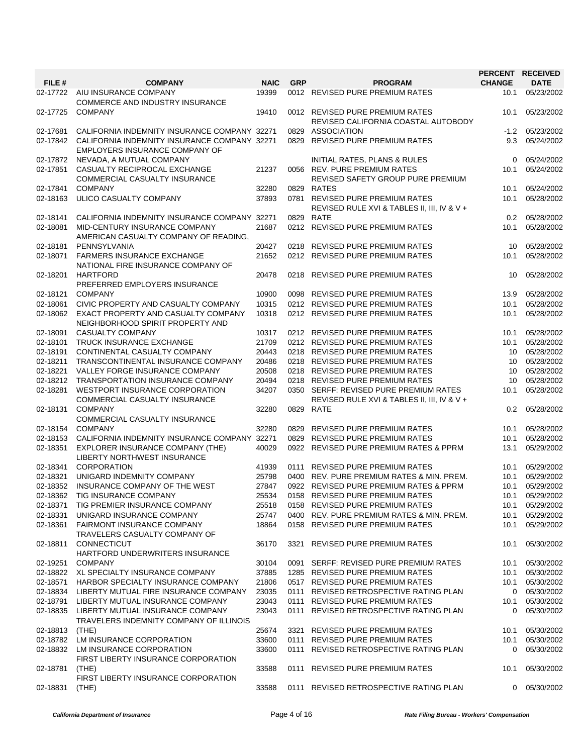| FILE # | COMPANY | NAIC | GRP | PROGRAM | PERCENT CHANGE | RECEIVED DATE |
|---|---|---|---|---|---|---|
| 02-17722 | AIU INSURANCE COMPANY | 19399 | 0012 | REVISED PURE PREMIUM RATES | 10.1 | 05/23/2002 |
| 02-17725 | COMMERCE AND INDUSTRY INSURANCE COMPANY | 19410 | 0012 | REVISED PURE PREMIUM RATES | 10.1 | 05/23/2002 |
| 02-17681 | CALIFORNIA INDEMNITY INSURANCE COMPANY | 32271 | 0829 | REVISED CALIFORNIA COASTAL AUTOBODY ASSOCIATION | -1.2 | 05/23/2002 |
| 02-17842 | CALIFORNIA INDEMNITY INSURANCE COMPANY | 32271 | 0829 | REVISED PURE PREMIUM RATES | 9.3 | 05/24/2002 |
| 02-17872 | EMPLOYERS INSURANCE COMPANY OF NEVADA, A MUTUAL COMPANY | | | INITIAL RATES, PLANS & RULES | 0 | 05/24/2002 |
| 02-17851 | CASUALTY RECIPROCAL EXCHANGE | 21237 | 0056 | REV. PURE PREMIUM RATES | 10.1 | 05/24/2002 |
| 02-17841 | COMMERCIAL CASUALTY INSURANCE COMPANY | 32280 | 0829 | REVISED SAFETY GROUP PURE PREMIUM RATES | 10.1 | 05/24/2002 |
| 02-18163 | ULICO CASUALTY COMPANY | 37893 | 0781 | REVISED PURE PREMIUM RATES | 10.1 | 05/28/2002 |
| 02-18141 | CALIFORNIA INDEMNITY INSURANCE COMPANY | 32271 | 0829 | REVISED RULE XVI & TABLES II, III, IV & V + RATE | 0.2 | 05/28/2002 |
| 02-18081 | MID-CENTURY INSURANCE COMPANY | 21687 | 0212 | REVISED PURE PREMIUM RATES | 10.1 | 05/28/2002 |
| 02-18181 | AMERICAN CASUALTY COMPANY OF READING, PENNSYLVANIA | 20427 | 0218 | REVISED PURE PREMIUM RATES | 10 | 05/28/2002 |
| 02-18071 | FARMERS INSURANCE EXCHANGE | 21652 | 0212 | REVISED PURE PREMIUM RATES | 10.1 | 05/28/2002 |
| 02-18201 | NATIONAL FIRE INSURANCE COMPANY OF HARTFORD | 20478 | 0218 | REVISED PURE PREMIUM RATES | 10 | 05/28/2002 |
| 02-18121 | PREFERRED EMPLOYERS INSURANCE COMPANY | 10900 | 0098 | REVISED PURE PREMIUM RATES | 13.9 | 05/28/2002 |
| 02-18061 | CIVIC PROPERTY AND CASUALTY COMPANY | 10315 | 0212 | REVISED PURE PREMIUM RATES | 10.1 | 05/28/2002 |
| 02-18062 | EXACT PROPERTY AND CASUALTY COMPANY | 10318 | 0212 | REVISED PURE PREMIUM RATES | 10.1 | 05/28/2002 |
| 02-18091 | NEIGHBORHOOD SPIRIT PROPERTY AND CASUALTY COMPANY | 10317 | 0212 | REVISED PURE PREMIUM RATES | 10.1 | 05/28/2002 |
| 02-18101 | TRUCK INSURANCE EXCHANGE | 21709 | 0212 | REVISED PURE PREMIUM RATES | 10.1 | 05/28/2002 |
| 02-18191 | CONTINENTAL CASUALTY COMPANY | 20443 | 0218 | REVISED PURE PREMIUM RATES | 10 | 05/28/2002 |
| 02-18211 | TRANSCONTINENTAL INSURANCE COMPANY | 20486 | 0218 | REVISED PURE PREMIUM RATES | 10 | 05/28/2002 |
| 02-18221 | VALLEY FORGE INSURANCE COMPANY | 20508 | 0218 | REVISED PURE PREMIUM RATES | 10 | 05/28/2002 |
| 02-18212 | TRANSPORTATION INSURANCE COMPANY | 20494 | 0218 | REVISED PURE PREMIUM RATES | 10 | 05/28/2002 |
| 02-18281 | WESTPORT INSURANCE CORPORATION | 34207 | 0350 | SERFF: REVISED PURE PREMIUM RATES | 10.1 | 05/28/2002 |
| 02-18131 | COMMERCIAL CASUALTY INSURANCE COMPANY | 32280 | 0829 | REVISED RULE XVI & TABLES II, III, IV & V + RATE | 0.2 | 05/28/2002 |
| 02-18154 | COMMERCIAL CASUALTY INSURANCE COMPANY | 32280 | 0829 | REVISED PURE PREMIUM RATES | 10.1 | 05/28/2002 |
| 02-18153 | CALIFORNIA INDEMNITY INSURANCE COMPANY | 32271 | 0829 | REVISED PURE PREMIUM RATES | 10.1 | 05/28/2002 |
| 02-18351 | EXPLORER INSURANCE COMPANY (THE) | 40029 | 0922 | REVISED PURE PREMIUM RATES & PPRM | 13.1 | 05/29/2002 |
| 02-18341 | LIBERTY NORTHWEST INSURANCE CORPORATION | 41939 | 0111 | REVISED PURE PREMIUM RATES | 10.1 | 05/29/2002 |
| 02-18321 | UNIGARD INDEMNITY COMPANY | 25798 | 0400 | REV. PURE PREMIUM RATES & MIN. PREM. | 10.1 | 05/29/2002 |
| 02-18352 | INSURANCE COMPANY OF THE WEST | 27847 | 0922 | REVISED PURE PREMIUM RATES & PPRM | 10.1 | 05/29/2002 |
| 02-18362 | TIG INSURANCE COMPANY | 25534 | 0158 | REVISED PURE PREMIUM RATES | 10.1 | 05/29/2002 |
| 02-18371 | TIG PREMIER INSURANCE COMPANY | 25518 | 0158 | REVISED PURE PREMIUM RATES | 10.1 | 05/29/2002 |
| 02-18331 | UNIGARD INSURANCE COMPANY | 25747 | 0400 | REV. PURE PREMIUM RATES & MIN. PREM. | 10.1 | 05/29/2002 |
| 02-18361 | FAIRMONT INSURANCE COMPANY | 18864 | 0158 | REVISED PURE PREMIUM RATES | 10.1 | 05/29/2002 |
| 02-18811 | TRAVELERS CASUALTY COMPANY OF CONNECTICUT | 36170 | 3321 | REVISED PURE PREMIUM RATES | 10.1 | 05/30/2002 |
| 02-19251 | HARTFORD UNDERWRITERS INSURANCE COMPANY | 30104 | 0091 | SERFF: REVISED PURE PREMIUM RATES | 10.1 | 05/30/2002 |
| 02-18822 | XL SPECIALTY INSURANCE COMPANY | 37885 | 1285 | REVISED PURE PREMIUM RATES | 10.1 | 05/30/2002 |
| 02-18571 | HARBOR SPECIALTY INSURANCE COMPANY | 21806 | 0517 | REVISED PURE PREMIUM RATES | 10.1 | 05/30/2002 |
| 02-18834 | LIBERTY MUTUAL FIRE INSURANCE COMPANY | 23035 | 0111 | REVISED RETROSPECTIVE RATING PLAN | 0 | 05/30/2002 |
| 02-18791 | LIBERTY MUTUAL INSURANCE COMPANY | 23043 | 0111 | REVISED PURE PREMIUM RATES | 10.1 | 05/30/2002 |
| 02-18835 | LIBERTY MUTUAL INSURANCE COMPANY | 23043 | 0111 | REVISED RETROSPECTIVE RATING PLAN | 0 | 05/30/2002 |
| 02-18813 | TRAVELERS INDEMNITY COMPANY OF ILLINOIS (THE) | 25674 | 3321 | REVISED PURE PREMIUM RATES | 10.1 | 05/30/2002 |
| 02-18782 | LM INSURANCE CORPORATION | 33600 | 0111 | REVISED PURE PREMIUM RATES | 10.1 | 05/30/2002 |
| 02-18832 | LM INSURANCE CORPORATION | 33600 | 0111 | REVISED RETROSPECTIVE RATING PLAN | 0 | 05/30/2002 |
| 02-18781 | FIRST LIBERTY INSURANCE CORPORATION (THE) | 33588 | 0111 | REVISED PURE PREMIUM RATES | 10.1 | 05/30/2002 |
| 02-18831 | FIRST LIBERTY INSURANCE CORPORATION (THE) | 33588 | 0111 | REVISED RETROSPECTIVE RATING PLAN | 0 | 05/30/2002 |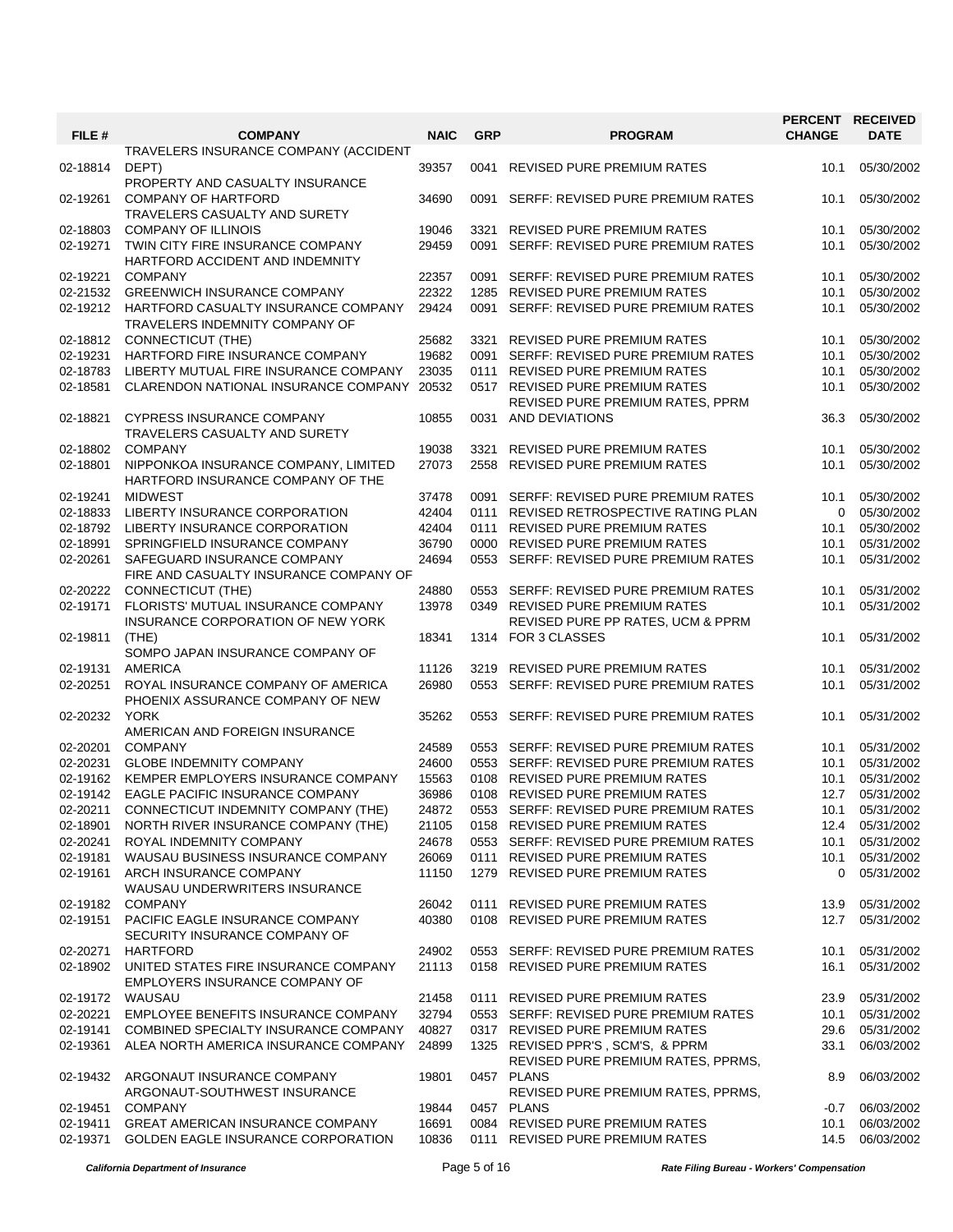| FILE # | COMPANY | NAIC | GRP | PROGRAM | PERCENT CHANGE | RECEIVED DATE |
|---|---|---|---|---|---|---|
| 02-18814 | TRAVELERS INSURANCE COMPANY (ACCIDENT DEPT) | 39357 | 0041 | REVISED PURE PREMIUM RATES | 10.1 | 05/30/2002 |
| 02-19261 | PROPERTY AND CASUALTY INSURANCE COMPANY OF HARTFORD | 34690 | 0091 | SERFF: REVISED PURE PREMIUM RATES | 10.1 | 05/30/2002 |
| 02-18803 | TRAVELERS CASUALTY AND SURETY COMPANY OF ILLINOIS | 19046 | 3321 | REVISED PURE PREMIUM RATES | 10.1 | 05/30/2002 |
| 02-19271 | TWIN CITY FIRE INSURANCE COMPANY | 29459 | 0091 | SERFF: REVISED PURE PREMIUM RATES | 10.1 | 05/30/2002 |
| 02-19221 | HARTFORD ACCIDENT AND INDEMNITY COMPANY | 22357 | 0091 | SERFF: REVISED PURE PREMIUM RATES | 10.1 | 05/30/2002 |
| 02-21532 | GREENWICH INSURANCE COMPANY | 22322 | 1285 | REVISED PURE PREMIUM RATES | 10.1 | 05/30/2002 |
| 02-19212 | HARTFORD CASUALTY INSURANCE COMPANY | 29424 | 0091 | SERFF: REVISED PURE PREMIUM RATES | 10.1 | 05/30/2002 |
| 02-18812 | TRAVELERS INDEMNITY COMPANY OF CONNECTICUT (THE) | 25682 | 3321 | REVISED PURE PREMIUM RATES | 10.1 | 05/30/2002 |
| 02-19231 | HARTFORD FIRE INSURANCE COMPANY | 19682 | 0091 | SERFF: REVISED PURE PREMIUM RATES | 10.1 | 05/30/2002 |
| 02-18783 | LIBERTY MUTUAL FIRE INSURANCE COMPANY | 23035 | 0111 | REVISED PURE PREMIUM RATES | 10.1 | 05/30/2002 |
| 02-18581 | CLARENDON NATIONAL INSURANCE COMPANY | 20532 | 0517 | REVISED PURE PREMIUM RATES | 10.1 | 05/30/2002 |
| 02-18821 | CYPRESS INSURANCE COMPANY | 10855 | 0031 | REVISED PURE PREMIUM RATES, PPRM AND DEVIATIONS | 36.3 | 05/30/2002 |
| 02-18802 | TRAVELERS CASUALTY AND SURETY COMPANY | 19038 | 3321 | REVISED PURE PREMIUM RATES | 10.1 | 05/30/2002 |
| 02-18801 | NIPPONKOA INSURANCE COMPANY, LIMITED | 27073 | 2558 | REVISED PURE PREMIUM RATES | 10.1 | 05/30/2002 |
| 02-19241 | HARTFORD INSURANCE COMPANY OF THE MIDWEST | 37478 | 0091 | SERFF: REVISED PURE PREMIUM RATES | 10.1 | 05/30/2002 |
| 02-18833 | LIBERTY INSURANCE CORPORATION | 42404 | 0111 | REVISED RETROSPECTIVE RATING PLAN | 0 | 05/30/2002 |
| 02-18792 | LIBERTY INSURANCE CORPORATION | 42404 | 0111 | REVISED PURE PREMIUM RATES | 10.1 | 05/30/2002 |
| 02-18991 | SPRINGFIELD INSURANCE COMPANY | 36790 | 0000 | REVISED PURE PREMIUM RATES | 10.1 | 05/31/2002 |
| 02-20261 | SAFEGUARD INSURANCE COMPANY | 24694 | 0553 | SERFF: REVISED PURE PREMIUM RATES | 10.1 | 05/31/2002 |
| 02-20222 | FIRE AND CASUALTY INSURANCE COMPANY OF CONNECTICUT (THE) | 24880 | 0553 | SERFF: REVISED PURE PREMIUM RATES | 10.1 | 05/31/2002 |
| 02-19171 | FLORISTS' MUTUAL INSURANCE COMPANY | 13978 | 0349 | REVISED PURE PREMIUM RATES | 10.1 | 05/31/2002 |
| 02-19811 | INSURANCE CORPORATION OF NEW YORK (THE) | 18341 | 1314 | REVISED PURE PP RATES, UCM & PPRM FOR 3 CLASSES | 10.1 | 05/31/2002 |
| 02-19131 | SOMPO JAPAN INSURANCE COMPANY OF AMERICA | 11126 | 3219 | REVISED PURE PREMIUM RATES | 10.1 | 05/31/2002 |
| 02-20251 | ROYAL INSURANCE COMPANY OF AMERICA | 26980 | 0553 | SERFF: REVISED PURE PREMIUM RATES | 10.1 | 05/31/2002 |
| 02-20232 | PHOENIX ASSURANCE COMPANY OF NEW YORK | 35262 | 0553 | SERFF: REVISED PURE PREMIUM RATES | 10.1 | 05/31/2002 |
| 02-20201 | AMERICAN AND FOREIGN INSURANCE COMPANY | 24589 | 0553 | SERFF: REVISED PURE PREMIUM RATES | 10.1 | 05/31/2002 |
| 02-20231 | GLOBE INDEMNITY COMPANY | 24600 | 0553 | SERFF: REVISED PURE PREMIUM RATES | 10.1 | 05/31/2002 |
| 02-19162 | KEMPER EMPLOYERS INSURANCE COMPANY | 15563 | 0108 | REVISED PURE PREMIUM RATES | 10.1 | 05/31/2002 |
| 02-19142 | EAGLE PACIFIC INSURANCE COMPANY | 36986 | 0108 | REVISED PURE PREMIUM RATES | 12.7 | 05/31/2002 |
| 02-20211 | CONNECTICUT INDEMNITY COMPANY (THE) | 24872 | 0553 | SERFF: REVISED PURE PREMIUM RATES | 10.1 | 05/31/2002 |
| 02-18901 | NORTH RIVER INSURANCE COMPANY (THE) | 21105 | 0158 | REVISED PURE PREMIUM RATES | 12.4 | 05/31/2002 |
| 02-20241 | ROYAL INDEMNITY COMPANY | 24678 | 0553 | SERFF: REVISED PURE PREMIUM RATES | 10.1 | 05/31/2002 |
| 02-19181 | WAUSAU BUSINESS INSURANCE COMPANY | 26069 | 0111 | REVISED PURE PREMIUM RATES | 10.1 | 05/31/2002 |
| 02-19161 | ARCH INSURANCE COMPANY | 11150 | 1279 | REVISED PURE PREMIUM RATES | 0 | 05/31/2002 |
| 02-19182 | WAUSAU UNDERWRITERS INSURANCE COMPANY | 26042 | 0111 | REVISED PURE PREMIUM RATES | 13.9 | 05/31/2002 |
| 02-19151 | PACIFIC EAGLE INSURANCE COMPANY | 40380 | 0108 | REVISED PURE PREMIUM RATES | 12.7 | 05/31/2002 |
| 02-20271 | SECURITY INSURANCE COMPANY OF HARTFORD | 24902 | 0553 | SERFF: REVISED PURE PREMIUM RATES | 10.1 | 05/31/2002 |
| 02-18902 | UNITED STATES FIRE INSURANCE COMPANY | 21113 | 0158 | REVISED PURE PREMIUM RATES | 16.1 | 05/31/2002 |
| 02-19172 | EMPLOYERS INSURANCE COMPANY OF WAUSAU | 21458 | 0111 | REVISED PURE PREMIUM RATES | 23.9 | 05/31/2002 |
| 02-20221 | EMPLOYEE BENEFITS INSURANCE COMPANY | 32794 | 0553 | SERFF: REVISED PURE PREMIUM RATES | 10.1 | 05/31/2002 |
| 02-19141 | COMBINED SPECIALTY INSURANCE COMPANY | 40827 | 0317 | REVISED PURE PREMIUM RATES | 29.6 | 05/31/2002 |
| 02-19361 | ALEA NORTH AMERICA INSURANCE COMPANY | 24899 | 1325 | REVISED PPR'S , SCM'S, & PPRM | 33.1 | 06/03/2002 |
| 02-19432 | ARGONAUT INSURANCE COMPANY | 19801 | 0457 | REVISED PURE PREMIUM RATES, PPRMS, PLANS | 8.9 | 06/03/2002 |
| 02-19451 | ARGONAUT-SOUTHWEST INSURANCE COMPANY | 19844 | 0457 | REVISED PURE PREMIUM RATES, PPRMS, PLANS | -0.7 | 06/03/2002 |
| 02-19411 | GREAT AMERICAN INSURANCE COMPANY | 16691 | 0084 | REVISED PURE PREMIUM RATES | 10.1 | 06/03/2002 |
| 02-19371 | GOLDEN EAGLE INSURANCE CORPORATION | 10836 | 0111 | REVISED PURE PREMIUM RATES | 14.5 | 06/03/2002 |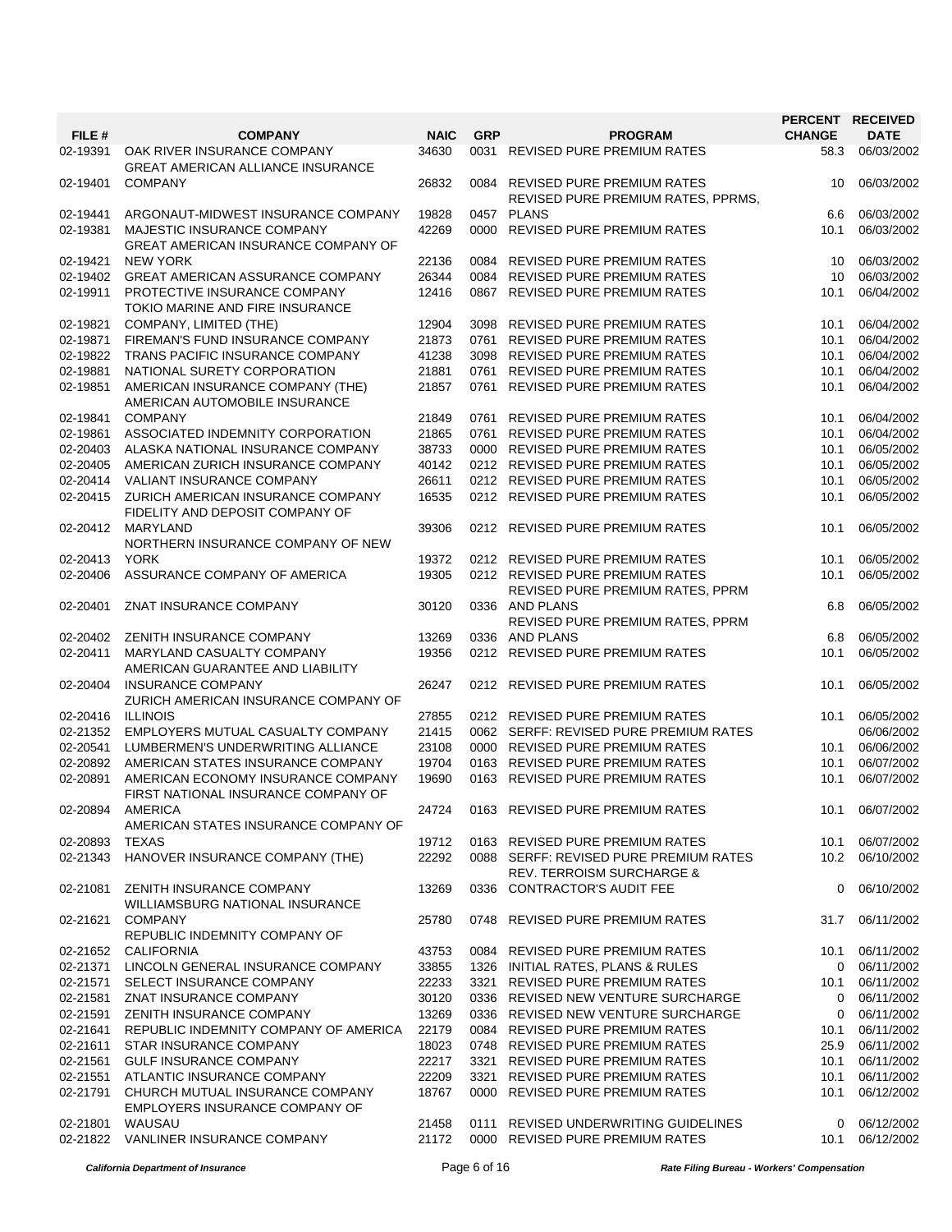| FILE # | COMPANY | NAIC | GRP | PROGRAM | PERCENT CHANGE | RECEIVED DATE |
|---|---|---|---|---|---|---|
| 02-19391 | OAK RIVER INSURANCE COMPANY | 34630 | 0031 | REVISED PURE PREMIUM RATES | 58.3 | 06/03/2002 |
| 02-19401 | GREAT AMERICAN ALLIANCE INSURANCE COMPANY | 26832 | 0084 | REVISED PURE PREMIUM RATES | 10 | 06/03/2002 |
| 02-19441 | ARGONAUT-MIDWEST INSURANCE COMPANY | 19828 | 0457 | REVISED PURE PREMIUM RATES, PPRMS, PLANS | 6.6 | 06/03/2002 |
| 02-19381 | MAJESTIC INSURANCE COMPANY | 42269 | 0000 | REVISED PURE PREMIUM RATES | 10.1 | 06/03/2002 |
| 02-19421 | GREAT AMERICAN INSURANCE COMPANY OF NEW YORK | 22136 | 0084 | REVISED PURE PREMIUM RATES | 10 | 06/03/2002 |
| 02-19402 | GREAT AMERICAN ASSURANCE COMPANY | 26344 | 0084 | REVISED PURE PREMIUM RATES | 10 | 06/03/2002 |
| 02-19911 | PROTECTIVE INSURANCE COMPANY | 12416 | 0867 | REVISED PURE PREMIUM RATES | 10.1 | 06/04/2002 |
| 02-19821 | TOKIO MARINE AND FIRE INSURANCE COMPANY, LIMITED (THE) | 12904 | 3098 | REVISED PURE PREMIUM RATES | 10.1 | 06/04/2002 |
| 02-19871 | FIREMAN'S FUND INSURANCE COMPANY | 21873 | 0761 | REVISED PURE PREMIUM RATES | 10.1 | 06/04/2002 |
| 02-19822 | TRANS PACIFIC INSURANCE COMPANY | 41238 | 3098 | REVISED PURE PREMIUM RATES | 10.1 | 06/04/2002 |
| 02-19881 | NATIONAL SURETY CORPORATION | 21881 | 0761 | REVISED PURE PREMIUM RATES | 10.1 | 06/04/2002 |
| 02-19851 | AMERICAN INSURANCE COMPANY (THE) | 21857 | 0761 | REVISED PURE PREMIUM RATES | 10.1 | 06/04/2002 |
| 02-19841 | AMERICAN AUTOMOBILE INSURANCE COMPANY | 21849 | 0761 | REVISED PURE PREMIUM RATES | 10.1 | 06/04/2002 |
| 02-19861 | ASSOCIATED INDEMNITY CORPORATION | 21865 | 0761 | REVISED PURE PREMIUM RATES | 10.1 | 06/04/2002 |
| 02-20403 | ALASKA NATIONAL INSURANCE COMPANY | 38733 | 0000 | REVISED PURE PREMIUM RATES | 10.1 | 06/05/2002 |
| 02-20405 | AMERICAN ZURICH INSURANCE COMPANY | 40142 | 0212 | REVISED PURE PREMIUM RATES | 10.1 | 06/05/2002 |
| 02-20414 | VALIANT INSURANCE COMPANY | 26611 | 0212 | REVISED PURE PREMIUM RATES | 10.1 | 06/05/2002 |
| 02-20415 | ZURICH AMERICAN INSURANCE COMPANY | 16535 | 0212 | REVISED PURE PREMIUM RATES | 10.1 | 06/05/2002 |
| 02-20412 | FIDELITY AND DEPOSIT COMPANY OF MARYLAND | 39306 | 0212 | REVISED PURE PREMIUM RATES | 10.1 | 06/05/2002 |
| 02-20413 | NORTHERN INSURANCE COMPANY OF NEW YORK | 19372 | 0212 | REVISED PURE PREMIUM RATES | 10.1 | 06/05/2002 |
| 02-20406 | ASSURANCE COMPANY OF AMERICA | 19305 | 0212 | REVISED PURE PREMIUM RATES | 10.1 | 06/05/2002 |
| 02-20401 | ZNAT INSURANCE COMPANY | 30120 | 0336 | REVISED PURE PREMIUM RATES, PPRM AND PLANS | 6.8 | 06/05/2002 |
| 02-20402 | ZENITH INSURANCE COMPANY | 13269 | 0336 | REVISED PURE PREMIUM RATES, PPRM AND PLANS | 6.8 | 06/05/2002 |
| 02-20411 | MARYLAND CASUALTY COMPANY | 19356 | 0212 | REVISED PURE PREMIUM RATES | 10.1 | 06/05/2002 |
| 02-20404 | AMERICAN GUARANTEE AND LIABILITY INSURANCE COMPANY | 26247 | 0212 | REVISED PURE PREMIUM RATES | 10.1 | 06/05/2002 |
| 02-20416 | ZURICH AMERICAN INSURANCE COMPANY OF ILLINOIS | 27855 | 0212 | REVISED PURE PREMIUM RATES | 10.1 | 06/05/2002 |
| 02-21352 | EMPLOYERS MUTUAL CASUALTY COMPANY | 21415 | 0062 | SERFF: REVISED PURE PREMIUM RATES | | 06/06/2002 |
| 02-20541 | LUMBERMEN'S UNDERWRITING ALLIANCE | 23108 | 0000 | REVISED PURE PREMIUM RATES | 10.1 | 06/06/2002 |
| 02-20892 | AMERICAN STATES INSURANCE COMPANY | 19704 | 0163 | REVISED PURE PREMIUM RATES | 10.1 | 06/07/2002 |
| 02-20891 | AMERICAN ECONOMY INSURANCE COMPANY | 19690 | 0163 | REVISED PURE PREMIUM RATES | 10.1 | 06/07/2002 |
| 02-20894 | FIRST NATIONAL INSURANCE COMPANY OF AMERICA | 24724 | 0163 | REVISED PURE PREMIUM RATES | 10.1 | 06/07/2002 |
| 02-20893 | AMERICAN STATES INSURANCE COMPANY OF TEXAS | 19712 | 0163 | REVISED PURE PREMIUM RATES | 10.1 | 06/07/2002 |
| 02-21343 | HANOVER INSURANCE COMPANY (THE) | 22292 | 0088 | SERFF: REVISED PURE PREMIUM RATES | 10.2 | 06/10/2002 |
| 02-21081 | ZENITH INSURANCE COMPANY | 13269 | 0336 | REV. TERROISM SURCHARGE & CONTRACTOR'S AUDIT FEE | 0 | 06/10/2002 |
| 02-21621 | WILLIAMSBURG NATIONAL INSURANCE COMPANY | 25780 | 0748 | REVISED PURE PREMIUM RATES | 31.7 | 06/11/2002 |
| 02-21652 | REPUBLIC INDEMNITY COMPANY OF CALIFORNIA | 43753 | 0084 | REVISED PURE PREMIUM RATES | 10.1 | 06/11/2002 |
| 02-21371 | LINCOLN GENERAL INSURANCE COMPANY | 33855 | 1326 | INITIAL RATES, PLANS & RULES | 0 | 06/11/2002 |
| 02-21571 | SELECT INSURANCE COMPANY | 22233 | 3321 | REVISED PURE PREMIUM RATES | 10.1 | 06/11/2002 |
| 02-21581 | ZNAT INSURANCE COMPANY | 30120 | 0336 | REVISED NEW VENTURE SURCHARGE | 0 | 06/11/2002 |
| 02-21591 | ZENITH INSURANCE COMPANY | 13269 | 0336 | REVISED NEW VENTURE SURCHARGE | 0 | 06/11/2002 |
| 02-21641 | REPUBLIC INDEMNITY COMPANY OF AMERICA | 22179 | 0084 | REVISED PURE PREMIUM RATES | 10.1 | 06/11/2002 |
| 02-21611 | STAR INSURANCE COMPANY | 18023 | 0748 | REVISED PURE PREMIUM RATES | 25.9 | 06/11/2002 |
| 02-21561 | GULF INSURANCE COMPANY | 22217 | 3321 | REVISED PURE PREMIUM RATES | 10.1 | 06/11/2002 |
| 02-21551 | ATLANTIC INSURANCE COMPANY | 22209 | 3321 | REVISED PURE PREMIUM RATES | 10.1 | 06/11/2002 |
| 02-21791 | CHURCH MUTUAL INSURANCE COMPANY | 18767 | 0000 | REVISED PURE PREMIUM RATES | 10.1 | 06/12/2002 |
| 02-21801 | EMPLOYERS INSURANCE COMPANY OF WAUSAU | 21458 | 0111 | REVISED UNDERWRITING GUIDELINES | 0 | 06/12/2002 |
| 02-21822 | VANLINER INSURANCE COMPANY | 21172 | 0000 | REVISED PURE PREMIUM RATES | 10.1 | 06/12/2002 |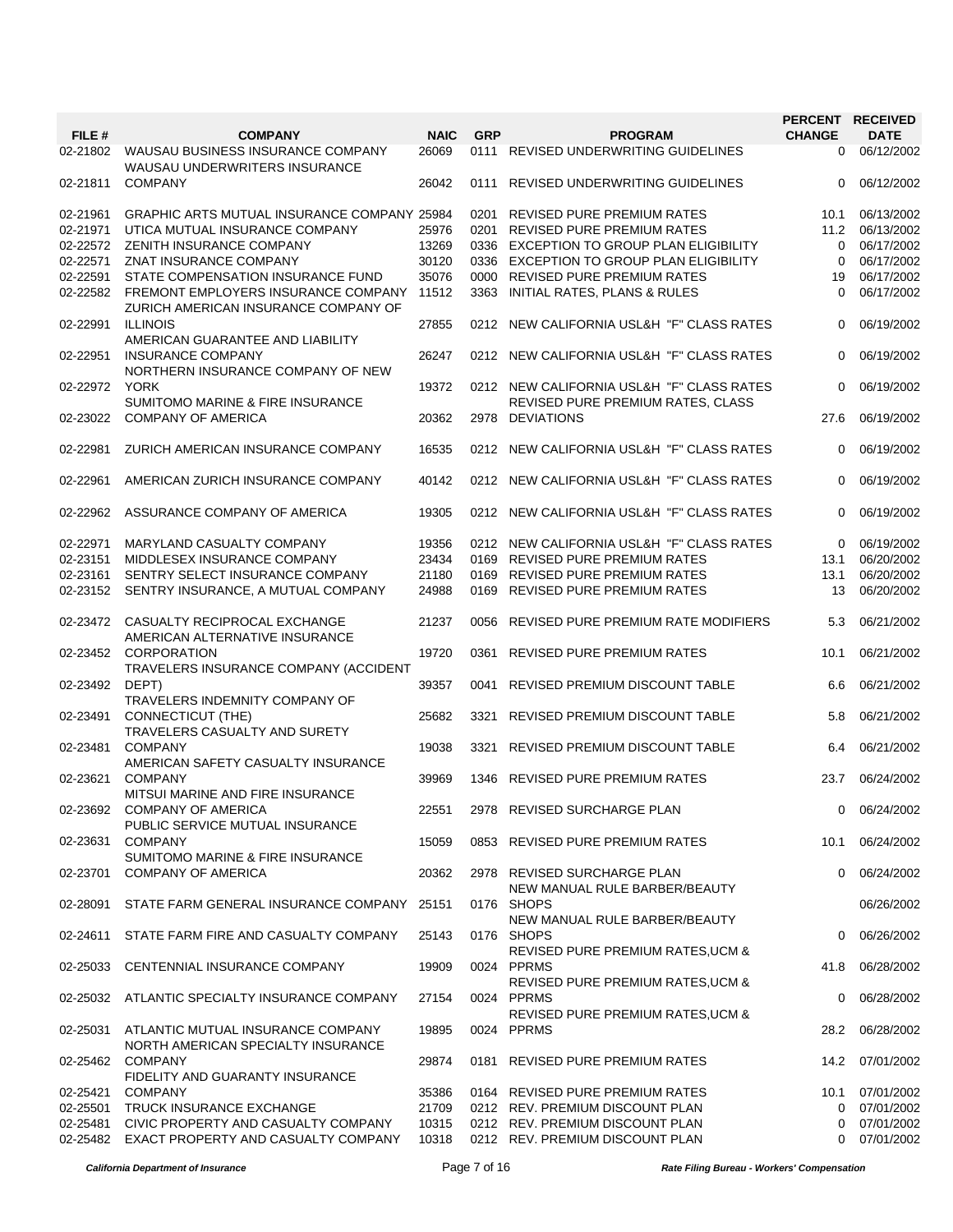| FILE # | COMPANY | NAIC | GRP | PROGRAM | PERCENT CHANGE | RECEIVED DATE |
|---|---|---|---|---|---|---|
| 02-21802 | WAUSAU BUSINESS INSURANCE COMPANY | 26069 | 0111 | REVISED UNDERWRITING GUIDELINES | 0 | 06/12/2002 |
| 02-21811 | WAUSAU UNDERWRITERS INSURANCE COMPANY | 26042 | 0111 | REVISED UNDERWRITING GUIDELINES | 0 | 06/12/2002 |
| 02-21961 | GRAPHIC ARTS MUTUAL INSURANCE COMPANY | 25984 | 0201 | REVISED PURE PREMIUM RATES | 10.1 | 06/13/2002 |
| 02-21971 | UTICA MUTUAL INSURANCE COMPANY | 25976 | 0201 | REVISED PURE PREMIUM RATES | 11.2 | 06/13/2002 |
| 02-22572 | ZENITH INSURANCE COMPANY | 13269 | 0336 | EXCEPTION TO GROUP PLAN ELIGIBILITY | 0 | 06/17/2002 |
| 02-22571 | ZNAT INSURANCE COMPANY | 30120 | 0336 | EXCEPTION TO GROUP PLAN ELIGIBILITY | 0 | 06/17/2002 |
| 02-22591 | STATE COMPENSATION INSURANCE FUND | 35076 | 0000 | REVISED PURE PREMIUM RATES | 19 | 06/17/2002 |
| 02-22582 | FREMONT EMPLOYERS INSURANCE COMPANY | 11512 | 3363 | INITIAL RATES, PLANS & RULES | 0 | 06/17/2002 |
| 02-22991 | ZURICH AMERICAN INSURANCE COMPANY OF ILLINOIS | 27855 | 0212 | NEW CALIFORNIA USL&H "F" CLASS RATES | 0 | 06/19/2002 |
| 02-22951 | AMERICAN GUARANTEE AND LIABILITY INSURANCE COMPANY | 26247 | 0212 | NEW CALIFORNIA USL&H "F" CLASS RATES | 0 | 06/19/2002 |
| 02-22972 | NORTHERN INSURANCE COMPANY OF NEW YORK | 19372 | 0212 | NEW CALIFORNIA USL&H "F" CLASS RATES | 0 | 06/19/2002 |
| 02-23022 | SUMITOMO MARINE & FIRE INSURANCE COMPANY OF AMERICA | 20362 | 2978 | REVISED PURE PREMIUM RATES, CLASS DEVIATIONS | 27.6 | 06/19/2002 |
| 02-22981 | ZURICH AMERICAN INSURANCE COMPANY | 16535 | 0212 | NEW CALIFORNIA USL&H "F" CLASS RATES | 0 | 06/19/2002 |
| 02-22961 | AMERICAN ZURICH INSURANCE COMPANY | 40142 | 0212 | NEW CALIFORNIA USL&H "F" CLASS RATES | 0 | 06/19/2002 |
| 02-22962 | ASSURANCE COMPANY OF AMERICA | 19305 | 0212 | NEW CALIFORNIA USL&H "F" CLASS RATES | 0 | 06/19/2002 |
| 02-22971 | MARYLAND CASUALTY COMPANY | 19356 | 0212 | NEW CALIFORNIA USL&H "F" CLASS RATES | 0 | 06/19/2002 |
| 02-23151 | MIDDLESEX INSURANCE COMPANY | 23434 | 0169 | REVISED PURE PREMIUM RATES | 13.1 | 06/20/2002 |
| 02-23161 | SENTRY SELECT INSURANCE COMPANY | 21180 | 0169 | REVISED PURE PREMIUM RATES | 13.1 | 06/20/2002 |
| 02-23152 | SENTRY INSURANCE, A MUTUAL COMPANY | 24988 | 0169 | REVISED PURE PREMIUM RATES | 13 | 06/20/2002 |
| 02-23472 | CASUALTY RECIPROCAL EXCHANGE | 21237 | 0056 | REVISED PURE PREMIUM RATE MODIFIERS | 5.3 | 06/21/2002 |
| 02-23452 | AMERICAN ALTERNATIVE INSURANCE CORPORATION | 19720 | 0361 | REVISED PURE PREMIUM RATES | 10.1 | 06/21/2002 |
| 02-23492 | TRAVELERS INSURANCE COMPANY (ACCIDENT DEPT) | 39357 | 0041 | REVISED PREMIUM DISCOUNT TABLE | 6.6 | 06/21/2002 |
| 02-23491 | TRAVELERS INDEMNITY COMPANY OF CONNECTICUT (THE) | 25682 | 3321 | REVISED PREMIUM DISCOUNT TABLE | 5.8 | 06/21/2002 |
| 02-23481 | TRAVELERS CASUALTY AND SURETY COMPANY | 19038 | 3321 | REVISED PREMIUM DISCOUNT TABLE | 6.4 | 06/21/2002 |
| 02-23621 | AMERICAN SAFETY CASUALTY INSURANCE COMPANY | 39969 | 1346 | REVISED PURE PREMIUM RATES | 23.7 | 06/24/2002 |
| 02-23692 | MITSUI MARINE AND FIRE INSURANCE COMPANY OF AMERICA | 22551 | 2978 | REVISED SURCHARGE PLAN | 0 | 06/24/2002 |
| 02-23631 | PUBLIC SERVICE MUTUAL INSURANCE COMPANY | 15059 | 0853 | REVISED PURE PREMIUM RATES | 10.1 | 06/24/2002 |
| 02-23701 | SUMITOMO MARINE & FIRE INSURANCE COMPANY OF AMERICA | 20362 | 2978 | REVISED SURCHARGE PLAN | 0 | 06/24/2002 |
| 02-28091 | STATE FARM GENERAL INSURANCE COMPANY | 25151 | 0176 | NEW MANUAL RULE BARBER/BEAUTY SHOPS | | 06/26/2002 |
| 02-24611 | STATE FARM FIRE AND CASUALTY COMPANY | 25143 | 0176 | NEW MANUAL RULE BARBER/BEAUTY SHOPS | 0 | 06/26/2002 |
| 02-25033 | CENTENNIAL INSURANCE COMPANY | 19909 | 0024 | REVISED PURE PREMIUM RATES,UCM & PPRMS | 41.8 | 06/28/2002 |
| 02-25032 | ATLANTIC SPECIALTY INSURANCE COMPANY | 27154 | 0024 | REVISED PURE PREMIUM RATES,UCM & PPRMS | 0 | 06/28/2002 |
| 02-25031 | ATLANTIC MUTUAL INSURANCE COMPANY | 19895 | 0024 | REVISED PURE PREMIUM RATES,UCM & PPRMS | 28.2 | 06/28/2002 |
| 02-25462 | NORTH AMERICAN SPECIALTY INSURANCE COMPANY | 29874 | 0181 | REVISED PURE PREMIUM RATES | 14.2 | 07/01/2002 |
| 02-25421 | FIDELITY AND GUARANTY INSURANCE COMPANY | 35386 | 0164 | REVISED PURE PREMIUM RATES | 10.1 | 07/01/2002 |
| 02-25501 | TRUCK INSURANCE EXCHANGE | 21709 | 0212 | REV. PREMIUM DISCOUNT PLAN | 0 | 07/01/2002 |
| 02-25481 | CIVIC PROPERTY AND CASUALTY COMPANY | 10315 | 0212 | REV. PREMIUM DISCOUNT PLAN | 0 | 07/01/2002 |
| 02-25482 | EXACT PROPERTY AND CASUALTY COMPANY | 10318 | 0212 | REV. PREMIUM DISCOUNT PLAN | 0 | 07/01/2002 |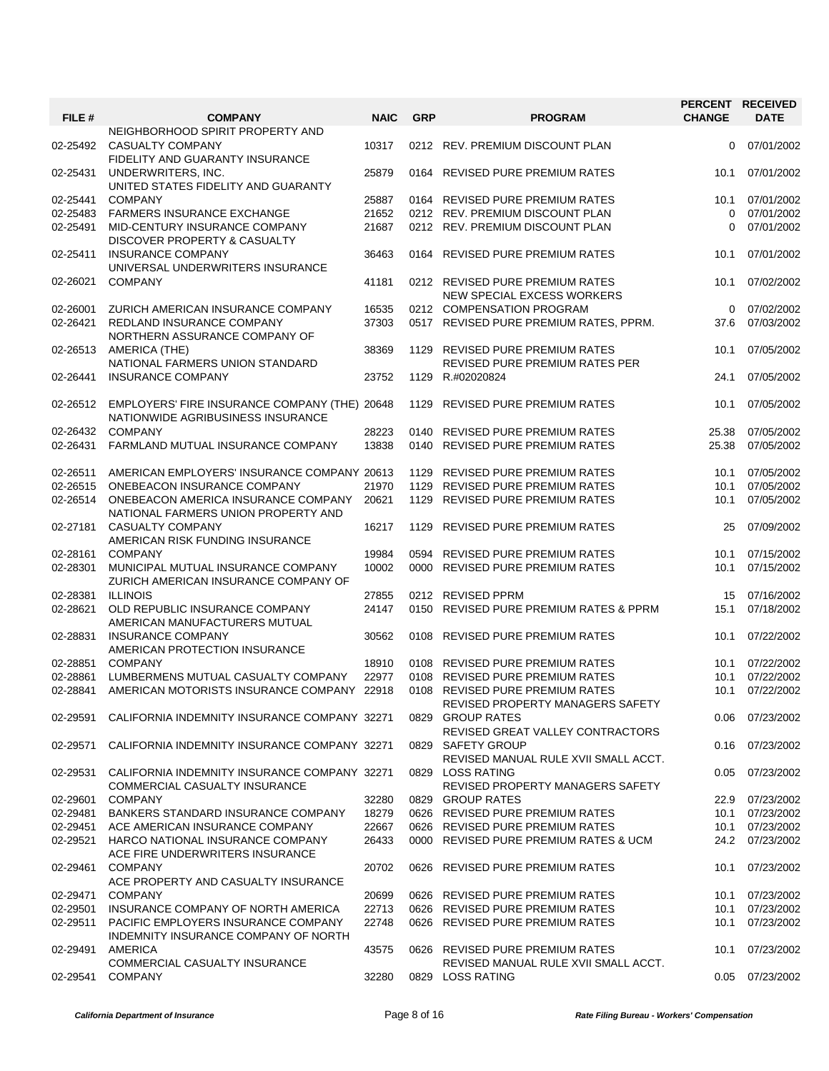| FILE # | COMPANY | NAIC | GRP | PROGRAM | PERCENT CHANGE | RECEIVED DATE |
|---|---|---|---|---|---|---|
| 02-25492 | NEIGHBORHOOD SPIRIT PROPERTY AND CASUALTY COMPANY | 10317 | 0212 | REV. PREMIUM DISCOUNT PLAN | 0 | 07/01/2002 |
| 02-25431 | FIDELITY AND GUARANTY INSURANCE UNDERWRITERS, INC. | 25879 | 0164 | REVISED PURE PREMIUM RATES | 10.1 | 07/01/2002 |
| 02-25441 | UNITED STATES FIDELITY AND GUARANTY COMPANY | 25887 | 0164 | REVISED PURE PREMIUM RATES | 10.1 | 07/01/2002 |
| 02-25483 | FARMERS INSURANCE EXCHANGE | 21652 | 0212 | REV. PREMIUM DISCOUNT PLAN | 0 | 07/01/2002 |
| 02-25491 | MID-CENTURY INSURANCE COMPANY | 21687 | 0212 | REV. PREMIUM DISCOUNT PLAN | 0 | 07/01/2002 |
| 02-25411 | DISCOVER PROPERTY & CASUALTY INSURANCE COMPANY | 36463 | 0164 | REVISED PURE PREMIUM RATES | 10.1 | 07/01/2002 |
| 02-26021 | UNIVERSAL UNDERWRITERS INSURANCE COMPANY | 41181 | 0212 | REVISED PURE PREMIUM RATES | 10.1 | 07/02/2002 |
| 02-26001 | ZURICH AMERICAN INSURANCE COMPANY | 16535 | 0212 | NEW SPECIAL EXCESS WORKERS COMPENSATION PROGRAM | 0 | 07/02/2002 |
| 02-26421 | REDLAND INSURANCE COMPANY | 37303 | 0517 | REVISED PURE PREMIUM RATES, PPRM. | 37.6 | 07/03/2002 |
| 02-26513 | NORTHERN ASSURANCE COMPANY OF AMERICA (THE) | 38369 | 1129 | REVISED PURE PREMIUM RATES | 10.1 | 07/05/2002 |
| 02-26441 | NATIONAL FARMERS UNION STANDARD INSURANCE COMPANY | 23752 | 1129 | REVISED PURE PREMIUM RATES PER R.#02020824 | 24.1 | 07/05/2002 |
| 02-26512 | EMPLOYERS' FIRE INSURANCE COMPANY (THE) | 20648 | 1129 | REVISED PURE PREMIUM RATES | 10.1 | 07/05/2002 |
| 02-26432 | NATIONWIDE AGRIBUSINESS INSURANCE COMPANY | 28223 | 0140 | REVISED PURE PREMIUM RATES | 25.38 | 07/05/2002 |
| 02-26431 | FARMLAND MUTUAL INSURANCE COMPANY | 13838 | 0140 | REVISED PURE PREMIUM RATES | 25.38 | 07/05/2002 |
| 02-26511 | AMERICAN EMPLOYERS' INSURANCE COMPANY | 20613 | 1129 | REVISED PURE PREMIUM RATES | 10.1 | 07/05/2002 |
| 02-26515 | ONEBEACON INSURANCE COMPANY | 21970 | 1129 | REVISED PURE PREMIUM RATES | 10.1 | 07/05/2002 |
| 02-26514 | ONEBEACON AMERICA INSURANCE COMPANY | 20621 | 1129 | REVISED PURE PREMIUM RATES | 10.1 | 07/05/2002 |
| 02-27181 | NATIONAL FARMERS UNION PROPERTY AND CASUALTY COMPANY | 16217 | 1129 | REVISED PURE PREMIUM RATES | 25 | 07/09/2002 |
| 02-28161 | AMERICAN RISK FUNDING INSURANCE COMPANY | 19984 | 0594 | REVISED PURE PREMIUM RATES | 10.1 | 07/15/2002 |
| 02-28301 | MUNICIPAL MUTUAL INSURANCE COMPANY | 10002 | 0000 | REVISED PURE PREMIUM RATES | 10.1 | 07/15/2002 |
| 02-28381 | ZURICH AMERICAN INSURANCE COMPANY OF ILLINOIS | 27855 | 0212 | REVISED PPRM | 15 | 07/16/2002 |
| 02-28621 | OLD REPUBLIC INSURANCE COMPANY | 24147 | 0150 | REVISED PURE PREMIUM RATES & PPRM | 15.1 | 07/18/2002 |
| 02-28831 | AMERICAN MANUFACTURERS MUTUAL INSURANCE COMPANY | 30562 | 0108 | REVISED PURE PREMIUM RATES | 10.1 | 07/22/2002 |
| 02-28851 | AMERICAN PROTECTION INSURANCE COMPANY | 18910 | 0108 | REVISED PURE PREMIUM RATES | 10.1 | 07/22/2002 |
| 02-28861 | LUMBERMENS MUTUAL CASUALTY COMPANY | 22977 | 0108 | REVISED PURE PREMIUM RATES | 10.1 | 07/22/2002 |
| 02-28841 | AMERICAN MOTORISTS INSURANCE COMPANY | 22918 | 0108 | REVISED PURE PREMIUM RATES | 10.1 | 07/22/2002 |
| 02-29591 | CALIFORNIA INDEMNITY INSURANCE COMPANY | 32271 | 0829 | REVISED PROPERTY MANAGERS SAFETY GROUP RATES | 0.06 | 07/23/2002 |
| 02-29571 | CALIFORNIA INDEMNITY INSURANCE COMPANY | 32271 | 0829 | REVISED GREAT VALLEY CONTRACTORS SAFETY GROUP | 0.16 | 07/23/2002 |
| 02-29531 | CALIFORNIA INDEMNITY INSURANCE COMPANY | 32271 | 0829 | REVISED MANUAL RULE XVII SMALL ACCT. LOSS RATING | 0.05 | 07/23/2002 |
| 02-29601 | COMMERCIAL CASUALTY INSURANCE COMPANY | 32280 | 0829 | REVISED PROPERTY MANAGERS SAFETY GROUP RATES | 22.9 | 07/23/2002 |
| 02-29481 | BANKERS STANDARD INSURANCE COMPANY | 18279 | 0626 | REVISED PURE PREMIUM RATES | 10.1 | 07/23/2002 |
| 02-29451 | ACE AMERICAN INSURANCE COMPANY | 22667 | 0626 | REVISED PURE PREMIUM RATES | 10.1 | 07/23/2002 |
| 02-29521 | HARCO NATIONAL INSURANCE COMPANY | 26433 | 0000 | REVISED PURE PREMIUM RATES & UCM | 24.2 | 07/23/2002 |
| 02-29461 | ACE FIRE UNDERWRITERS INSURANCE COMPANY | 20702 | 0626 | REVISED PURE PREMIUM RATES | 10.1 | 07/23/2002 |
| 02-29471 | ACE PROPERTY AND CASUALTY INSURANCE COMPANY | 20699 | 0626 | REVISED PURE PREMIUM RATES | 10.1 | 07/23/2002 |
| 02-29501 | INSURANCE COMPANY OF NORTH AMERICA | 22713 | 0626 | REVISED PURE PREMIUM RATES | 10.1 | 07/23/2002 |
| 02-29511 | PACIFIC EMPLOYERS INSURANCE COMPANY | 22748 | 0626 | REVISED PURE PREMIUM RATES | 10.1 | 07/23/2002 |
| 02-29491 | INDEMNITY INSURANCE COMPANY OF NORTH AMERICA | 43575 | 0626 | REVISED PURE PREMIUM RATES | 10.1 | 07/23/2002 |
| 02-29541 | COMMERCIAL CASUALTY INSURANCE COMPANY | 32280 | 0829 | REVISED MANUAL RULE XVII SMALL ACCT. LOSS RATING | 0.05 | 07/23/2002 |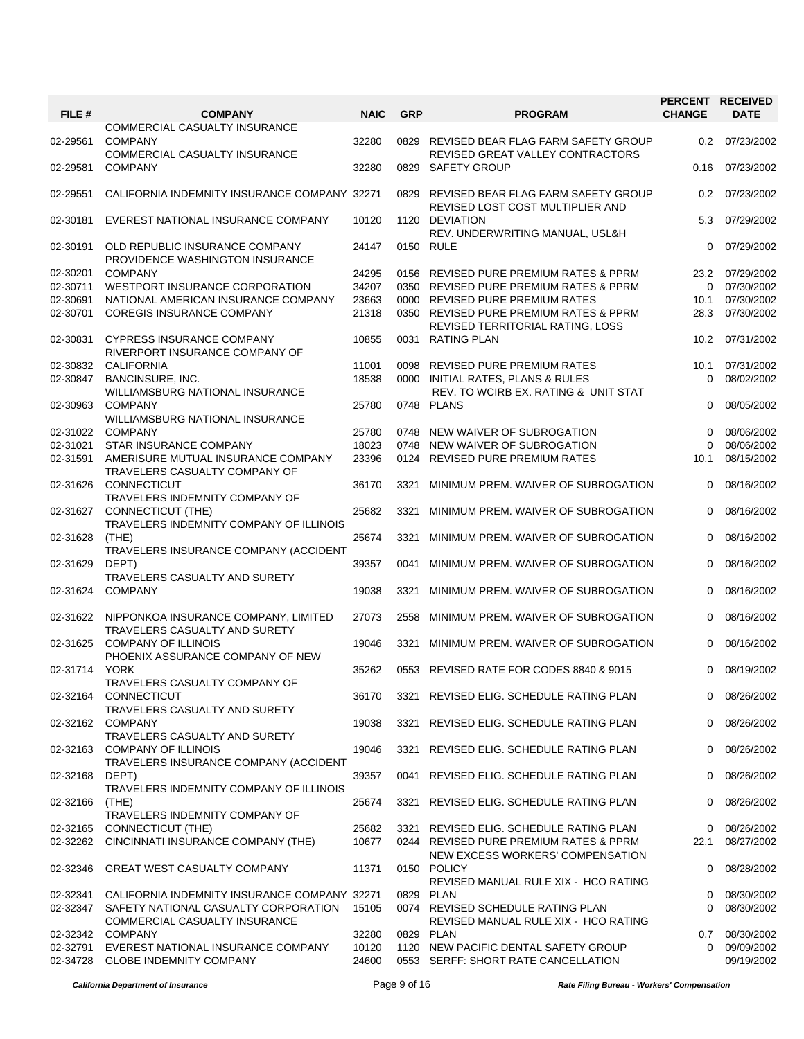| FILE # | COMPANY | NAIC | GRP | PROGRAM | PERCENT CHANGE | RECEIVED DATE |
|---|---|---|---|---|---|---|
| 02-29561 | COMMERCIAL CASUALTY INSURANCE COMPANY | 32280 | 0829 | REVISED BEAR FLAG FARM SAFETY GROUP | 0.2 | 07/23/2002 |
| 02-29581 | COMMERCIAL CASUALTY INSURANCE COMPANY | 32280 | 0829 | REVISED GREAT VALLEY CONTRACTORS SAFETY GROUP | 0.16 | 07/23/2002 |
| 02-29551 | CALIFORNIA INDEMNITY INSURANCE COMPANY | 32271 | 0829 | REVISED BEAR FLAG FARM SAFETY GROUP | 0.2 | 07/23/2002 |
| 02-30181 | EVEREST NATIONAL INSURANCE COMPANY | 10120 | 1120 | REVISED LOST COST MULTIPLIER AND DEVIATION | 5.3 | 07/29/2002 |
| 02-30191 | OLD REPUBLIC INSURANCE COMPANY | 24147 | 0150 | REV. UNDERWRITING MANUAL, USL&H RULE | 0 | 07/29/2002 |
| 02-30201 | PROVIDENCE WASHINGTON INSURANCE COMPANY | 24295 | 0156 | REVISED PURE PREMIUM RATES & PPRM | 23.2 | 07/29/2002 |
| 02-30711 | WESTPORT INSURANCE CORPORATION | 34207 | 0350 | REVISED PURE PREMIUM RATES & PPRM | 0 | 07/30/2002 |
| 02-30691 | NATIONAL AMERICAN INSURANCE COMPANY | 23663 | 0000 | REVISED PURE PREMIUM RATES | 10.1 | 07/30/2002 |
| 02-30701 | COREGIS INSURANCE COMPANY | 21318 | 0350 | REVISED PURE PREMIUM RATES & PPRM | 28.3 | 07/30/2002 |
| 02-30831 | CYPRESS INSURANCE COMPANY | 10855 | 0031 | REVISED TERRITORIAL RATING, LOSS RATING PLAN | 10.2 | 07/31/2002 |
| 02-30832 | RIVERPORT INSURANCE COMPANY OF CALIFORNIA | 11001 | 0098 | REVISED PURE PREMIUM RATES | 10.1 | 07/31/2002 |
| 02-30847 | BANCINSURE, INC. | 18538 | 0000 | INITIAL RATES, PLANS & RULES | 0 | 08/02/2002 |
| 02-30963 | WILLIAMSBURG NATIONAL INSURANCE COMPANY | 25780 | 0748 | REV. TO WCIRB EX. RATING & UNIT STAT PLANS | 0 | 08/05/2002 |
| 02-31022 | WILLIAMSBURG NATIONAL INSURANCE COMPANY | 25780 | 0748 | NEW WAIVER OF SUBROGATION | 0 | 08/06/2002 |
| 02-31021 | STAR INSURANCE COMPANY | 18023 | 0748 | NEW WAIVER OF SUBROGATION | 0 | 08/06/2002 |
| 02-31591 | AMERISURE MUTUAL INSURANCE COMPANY | 23396 | 0124 | REVISED PURE PREMIUM RATES | 10.1 | 08/15/2002 |
| 02-31626 | TRAVELERS CASUALTY COMPANY OF CONNECTICUT | 36170 | 3321 | MINIMUM PREM. WAIVER OF SUBROGATION | 0 | 08/16/2002 |
| 02-31627 | TRAVELERS INDEMNITY COMPANY OF CONNECTICUT (THE) | 25682 | 3321 | MINIMUM PREM. WAIVER OF SUBROGATION | 0 | 08/16/2002 |
| 02-31628 | TRAVELERS INDEMNITY COMPANY OF ILLINOIS (THE) | 25674 | 3321 | MINIMUM PREM. WAIVER OF SUBROGATION | 0 | 08/16/2002 |
| 02-31629 | TRAVELERS INSURANCE COMPANY (ACCIDENT DEPT) | 39357 | 0041 | MINIMUM PREM. WAIVER OF SUBROGATION | 0 | 08/16/2002 |
| 02-31624 | TRAVELERS CASUALTY AND SURETY COMPANY | 19038 | 3321 | MINIMUM PREM. WAIVER OF SUBROGATION | 0 | 08/16/2002 |
| 02-31622 | NIPPONKOA INSURANCE COMPANY, LIMITED | 27073 | 2558 | MINIMUM PREM. WAIVER OF SUBROGATION | 0 | 08/16/2002 |
| 02-31625 | TRAVELERS CASUALTY AND SURETY COMPANY OF ILLINOIS | 19046 | 3321 | MINIMUM PREM. WAIVER OF SUBROGATION | 0 | 08/16/2002 |
| 02-31714 | PHOENIX ASSURANCE COMPANY OF NEW YORK | 35262 | 0553 | REVISED RATE FOR CODES 8840 & 9015 | 0 | 08/19/2002 |
| 02-32164 | TRAVELERS CASUALTY COMPANY OF CONNECTICUT | 36170 | 3321 | REVISED ELIG. SCHEDULE RATING PLAN | 0 | 08/26/2002 |
| 02-32162 | TRAVELERS CASUALTY AND SURETY COMPANY | 19038 | 3321 | REVISED ELIG. SCHEDULE RATING PLAN | 0 | 08/26/2002 |
| 02-32163 | TRAVELERS CASUALTY AND SURETY COMPANY OF ILLINOIS | 19046 | 3321 | REVISED ELIG. SCHEDULE RATING PLAN | 0 | 08/26/2002 |
| 02-32168 | TRAVELERS INSURANCE COMPANY (ACCIDENT DEPT) | 39357 | 0041 | REVISED ELIG. SCHEDULE RATING PLAN | 0 | 08/26/2002 |
| 02-32166 | TRAVELERS INDEMNITY COMPANY OF ILLINOIS (THE) | 25674 | 3321 | REVISED ELIG. SCHEDULE RATING PLAN | 0 | 08/26/2002 |
| 02-32165 | TRAVELERS INDEMNITY COMPANY OF CONNECTICUT (THE) | 25682 | 3321 | REVISED ELIG. SCHEDULE RATING PLAN | 0 | 08/26/2002 |
| 02-32262 | CINCINNATI INSURANCE COMPANY (THE) | 10677 | 0244 | REVISED PURE PREMIUM RATES & PPRM | 22.1 | 08/27/2002 |
| 02-32346 | GREAT WEST CASUALTY COMPANY | 11371 | 0150 | NEW EXCESS WORKERS' COMPENSATION POLICY | 0 | 08/28/2002 |
| 02-32341 | CALIFORNIA INDEMNITY INSURANCE COMPANY | 32271 | 0829 | REVISED MANUAL RULE XIX - HCO RATING PLAN | 0 | 08/30/2002 |
| 02-32347 | SAFETY NATIONAL CASUALTY CORPORATION | 15105 | 0074 | REVISED SCHEDULE RATING PLAN | 0 | 08/30/2002 |
| 02-32342 | COMMERCIAL CASUALTY INSURANCE COMPANY | 32280 | 0829 | REVISED MANUAL RULE XIX - HCO RATING PLAN | 0.7 | 08/30/2002 |
| 02-32791 | EVEREST NATIONAL INSURANCE COMPANY | 10120 | 1120 | NEW PACIFIC DENTAL SAFETY GROUP | 0 | 09/09/2002 |
| 02-34728 | GLOBE INDEMNITY COMPANY | 24600 | 0553 | SERFF: SHORT RATE CANCELLATION | | 09/19/2002 |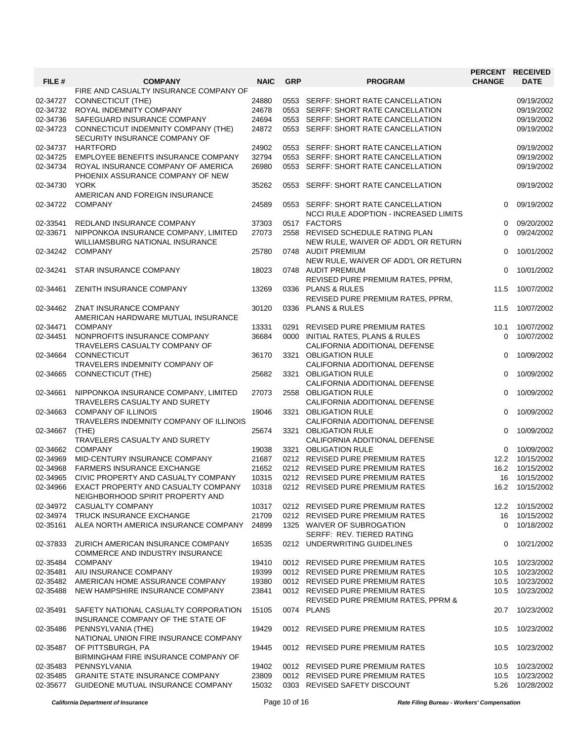| FILE # | COMPANY | NAIC | GRP | PROGRAM | PERCENT CHANGE | RECEIVED DATE |
|---|---|---|---|---|---|---|
| 02-34727 | FIRE AND CASUALTY INSURANCE COMPANY OF CONNECTICUT (THE) | 24880 | 0553 | SERFF: SHORT RATE CANCELLATION | | 09/19/2002 |
| 02-34732 | ROYAL INDEMNITY COMPANY | 24678 | 0553 | SERFF: SHORT RATE CANCELLATION | | 09/19/2002 |
| 02-34736 | SAFEGUARD INSURANCE COMPANY | 24694 | 0553 | SERFF: SHORT RATE CANCELLATION | | 09/19/2002 |
| 02-34723 | CONNECTICUT INDEMNITY COMPANY (THE) | 24872 | 0553 | SERFF: SHORT RATE CANCELLATION | | 09/19/2002 |
| 02-34737 | SECURITY INSURANCE COMPANY OF HARTFORD | 24902 | 0553 | SERFF: SHORT RATE CANCELLATION | | 09/19/2002 |
| 02-34725 | EMPLOYEE BENEFITS INSURANCE COMPANY | 32794 | 0553 | SERFF: SHORT RATE CANCELLATION | | 09/19/2002 |
| 02-34734 | ROYAL INSURANCE COMPANY OF AMERICA | 26980 | 0553 | SERFF: SHORT RATE CANCELLATION | | 09/19/2002 |
| 02-34730 | PHOENIX ASSURANCE COMPANY OF NEW YORK | 35262 | 0553 | SERFF: SHORT RATE CANCELLATION | | 09/19/2002 |
| 02-34722 | AMERICAN AND FOREIGN INSURANCE COMPANY | 24589 | 0553 | SERFF: SHORT RATE CANCELLATION | 0 | 09/19/2002 |
| 02-33541 | REDLAND INSURANCE COMPANY | 37303 | 0517 | NCCI RULE ADOPTION - INCREASED LIMITS FACTORS | 0 | 09/20/2002 |
| 02-33671 | NIPPONKOA INSURANCE COMPANY, LIMITED | 27073 | 2558 | REVISED SCHEDULE RATING PLAN | 0 | 09/24/2002 |
| 02-34242 | WILLIAMSBURG NATIONAL INSURANCE COMPANY | 25780 | 0748 | NEW RULE, WAIVER OF ADD'L OR RETURN AUDIT PREMIUM | 0 | 10/01/2002 |
| 02-34241 | STAR INSURANCE COMPANY | 18023 | 0748 | NEW RULE, WAIVER OF ADD'L OR RETURN AUDIT PREMIUM | 0 | 10/01/2002 |
| 02-34461 | ZENITH INSURANCE COMPANY | 13269 | 0336 | REVISED PURE PREMIUM RATES, PPRM, PLANS & RULES | 11.5 | 10/07/2002 |
| 02-34462 | ZNAT INSURANCE COMPANY | 30120 | 0336 | REVISED PURE PREMIUM RATES, PPRM, PLANS & RULES | 11.5 | 10/07/2002 |
| 02-34471 | AMERICAN HARDWARE MUTUAL INSURANCE COMPANY | 13331 | 0291 | REVISED PURE PREMIUM RATES | 10.1 | 10/07/2002 |
| 02-34451 | NONPROFITS INSURANCE COMPANY | 36684 | 0000 | INITIAL RATES, PLANS & RULES | 0 | 10/07/2002 |
| 02-34664 | TRAVELERS CASUALTY COMPANY OF CONNECTICUT | 36170 | 3321 | CALIFORNIA ADDITIONAL DEFENSE OBLIGATION RULE | 0 | 10/09/2002 |
| 02-34665 | TRAVELERS INDEMNITY COMPANY OF CONNECTICUT (THE) | 25682 | 3321 | CALIFORNIA ADDITIONAL DEFENSE OBLIGATION RULE | 0 | 10/09/2002 |
| 02-34661 | NIPPONKOA INSURANCE COMPANY, LIMITED | 27073 | 2558 | CALIFORNIA ADDITIONAL DEFENSE OBLIGATION RULE | 0 | 10/09/2002 |
| 02-34663 | TRAVELERS CASUALTY AND SURETY COMPANY OF ILLINOIS | 19046 | 3321 | CALIFORNIA ADDITIONAL DEFENSE OBLIGATION RULE | 0 | 10/09/2002 |
| 02-34667 | TRAVELERS INDEMNITY COMPANY OF ILLINOIS (THE) | 25674 | 3321 | CALIFORNIA ADDITIONAL DEFENSE OBLIGATION RULE | 0 | 10/09/2002 |
| 02-34662 | TRAVELERS CASUALTY AND SURETY COMPANY | 19038 | 3321 | CALIFORNIA ADDITIONAL DEFENSE OBLIGATION RULE | 0 | 10/09/2002 |
| 02-34969 | MID-CENTURY INSURANCE COMPANY | 21687 | 0212 | REVISED PURE PREMIUM RATES | 12.2 | 10/15/2002 |
| 02-34968 | FARMERS INSURANCE EXCHANGE | 21652 | 0212 | REVISED PURE PREMIUM RATES | 16.2 | 10/15/2002 |
| 02-34965 | CIVIC PROPERTY AND CASUALTY COMPANY | 10315 | 0212 | REVISED PURE PREMIUM RATES | 16 | 10/15/2002 |
| 02-34966 | EXACT PROPERTY AND CASUALTY COMPANY | 10318 | 0212 | REVISED PURE PREMIUM RATES | 16.2 | 10/15/2002 |
| 02-34972 | NEIGHBORHOOD SPIRIT PROPERTY AND CASUALTY COMPANY | 10317 | 0212 | REVISED PURE PREMIUM RATES | 12.2 | 10/15/2002 |
| 02-34974 | TRUCK INSURANCE EXCHANGE | 21709 | 0212 | REVISED PURE PREMIUM RATES | 16 | 10/15/2002 |
| 02-35161 | ALEA NORTH AMERICA INSURANCE COMPANY | 24899 | 1325 | WAIVER OF SUBROGATION | 0 | 10/18/2002 |
| 02-37833 | ZURICH AMERICAN INSURANCE COMPANY | 16535 | 0212 | SERFF: REV. TIERED RATING UNDERWRITING GUIDELINES | 0 | 10/21/2002 |
| 02-35484 | COMMERCE AND INDUSTRY INSURANCE COMPANY | 19410 | 0012 | REVISED PURE PREMIUM RATES | 10.5 | 10/23/2002 |
| 02-35481 | AIU INSURANCE COMPANY | 19399 | 0012 | REVISED PURE PREMIUM RATES | 10.5 | 10/23/2002 |
| 02-35482 | AMERICAN HOME ASSURANCE COMPANY | 19380 | 0012 | REVISED PURE PREMIUM RATES | 10.5 | 10/23/2002 |
| 02-35488 | NEW HAMPSHIRE INSURANCE COMPANY | 23841 | 0012 | REVISED PURE PREMIUM RATES | 10.5 | 10/23/2002 |
| 02-35491 | SAFETY NATIONAL CASUALTY CORPORATION | 15105 | 0074 | REVISED PURE PREMIUM RATES, PPRM & PLANS | 20.7 | 10/23/2002 |
| 02-35486 | INSURANCE COMPANY OF THE STATE OF PENNSYLVANIA (THE) | 19429 | 0012 | REVISED PURE PREMIUM RATES | 10.5 | 10/23/2002 |
| 02-35487 | NATIONAL UNION FIRE INSURANCE COMPANY OF PITTSBURGH, PA | 19445 | 0012 | REVISED PURE PREMIUM RATES | 10.5 | 10/23/2002 |
| 02-35483 | BIRMINGHAM FIRE INSURANCE COMPANY OF PENNSYLVANIA | 19402 | 0012 | REVISED PURE PREMIUM RATES | 10.5 | 10/23/2002 |
| 02-35485 | GRANITE STATE INSURANCE COMPANY | 23809 | 0012 | REVISED PURE PREMIUM RATES | 10.5 | 10/23/2002 |
| 02-35677 | GUIDEONE MUTUAL INSURANCE COMPANY | 15032 | 0303 | REVISED SAFETY DISCOUNT | 5.26 | 10/28/2002 |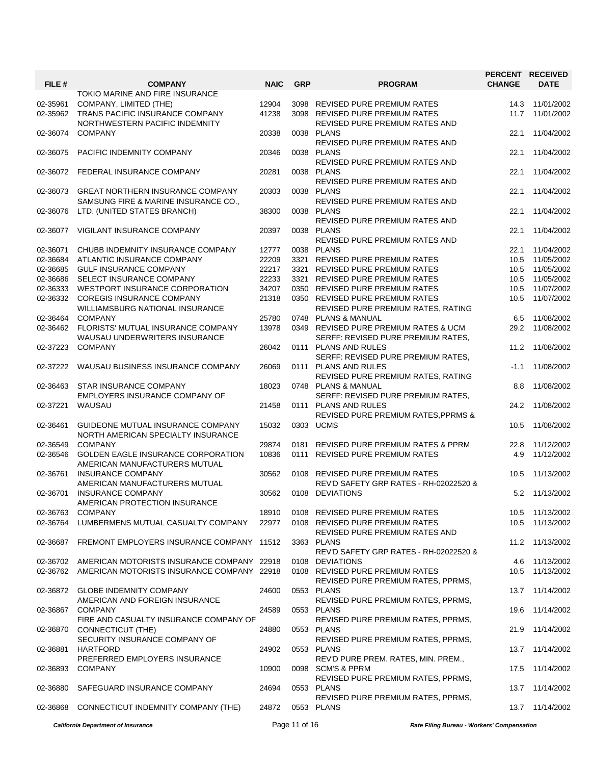| FILE # | COMPANY | NAIC | GRP | PROGRAM | PERCENT CHANGE | RECEIVED DATE |
|---|---|---|---|---|---|---|
| 02-35961 | TOKIO MARINE AND FIRE INSURANCE COMPANY, LIMITED (THE) | 12904 | 3098 | REVISED PURE PREMIUM RATES | 14.3 | 11/01/2002 |
| 02-35962 | TRANS PACIFIC INSURANCE COMPANY | 41238 | 3098 | REVISED PURE PREMIUM RATES | 11.7 | 11/01/2002 |
| 02-36074 | NORTHWESTERN PACIFIC INDEMNITY COMPANY | 20338 | 0038 | REVISED PURE PREMIUM RATES AND PLANS | 22.1 | 11/04/2002 |
| 02-36075 | PACIFIC INDEMNITY COMPANY | 20346 | 0038 | REVISED PURE PREMIUM RATES AND PLANS | 22.1 | 11/04/2002 |
| 02-36072 | FEDERAL INSURANCE COMPANY | 20281 | 0038 | REVISED PURE PREMIUM RATES AND PLANS | 22.1 | 11/04/2002 |
| 02-36073 | GREAT NORTHERN INSURANCE COMPANY | 20303 | 0038 | REVISED PURE PREMIUM RATES AND PLANS | 22.1 | 11/04/2002 |
| 02-36076 | SAMSUNG FIRE & MARINE INSURANCE CO., LTD. (UNITED STATES BRANCH) | 38300 | 0038 | REVISED PURE PREMIUM RATES AND PLANS | 22.1 | 11/04/2002 |
| 02-36077 | VIGILANT INSURANCE COMPANY | 20397 | 0038 | REVISED PURE PREMIUM RATES AND PLANS | 22.1 | 11/04/2002 |
| 02-36071 | CHUBB INDEMNITY INSURANCE COMPANY | 12777 | 0038 | REVISED PURE PREMIUM RATES AND PLANS | 22.1 | 11/04/2002 |
| 02-36684 | ATLANTIC INSURANCE COMPANY | 22209 | 3321 | REVISED PURE PREMIUM RATES | 10.5 | 11/05/2002 |
| 02-36685 | GULF INSURANCE COMPANY | 22217 | 3321 | REVISED PURE PREMIUM RATES | 10.5 | 11/05/2002 |
| 02-36686 | SELECT INSURANCE COMPANY | 22233 | 3321 | REVISED PURE PREMIUM RATES | 10.5 | 11/05/2002 |
| 02-36333 | WESTPORT INSURANCE CORPORATION | 34207 | 0350 | REVISED PURE PREMIUM RATES | 10.5 | 11/07/2002 |
| 02-36332 | COREGIS INSURANCE COMPANY | 21318 | 0350 | REVISED PURE PREMIUM RATES | 10.5 | 11/07/2002 |
| 02-36464 | WILLIAMSBURG NATIONAL INSURANCE COMPANY | 25780 | 0748 | REVISED PURE PREMIUM RATES, RATING PLANS & MANUAL | 6.5 | 11/08/2002 |
| 02-36462 | FLORISTS' MUTUAL INSURANCE COMPANY | 13978 | 0349 | REVISED PURE PREMIUM RATES & UCM | 29.2 | 11/08/2002 |
| 02-37223 | WAUSAU UNDERWRITERS INSURANCE COMPANY | 26042 | 0111 | SERFF: REVISED PURE PREMIUM RATES, PLANS AND RULES | 11.2 | 11/08/2002 |
| 02-37222 | WAUSAU BUSINESS INSURANCE COMPANY | 26069 | 0111 | SERFF: REVISED PURE PREMIUM RATES, PLANS AND RULES | -1.1 | 11/08/2002 |
| 02-36463 | STAR INSURANCE COMPANY | 18023 | 0748 | REVISED PURE PREMIUM RATES, RATING PLANS & MANUAL | 8.8 | 11/08/2002 |
| 02-37221 | EMPLOYERS INSURANCE COMPANY OF WAUSAU | 21458 | 0111 | SERFF: REVISED PURE PREMIUM RATES, PLANS AND RULES | 24.2 | 11/08/2002 |
| 02-36461 | GUIDEONE MUTUAL INSURANCE COMPANY | 15032 | 0303 | REVISED PURE PREMIUM RATES,PPRMS & UCMS | 10.5 | 11/08/2002 |
| 02-36549 | NORTH AMERICAN SPECIALTY INSURANCE COMPANY | 29874 | 0181 | REVISED PURE PREMIUM RATES & PPRM | 22.8 | 11/12/2002 |
| 02-36546 | GOLDEN EAGLE INSURANCE CORPORATION | 10836 | 0111 | REVISED PURE PREMIUM RATES | 4.9 | 11/12/2002 |
| 02-36761 | AMERICAN MANUFACTURERS MUTUAL INSURANCE COMPANY | 30562 | 0108 | REVISED PURE PREMIUM RATES | 10.5 | 11/13/2002 |
| 02-36701 | AMERICAN MANUFACTURERS MUTUAL INSURANCE COMPANY | 30562 | 0108 | REV'D SAFETY GRP RATES - RH-02022520 & DEVIATIONS | 5.2 | 11/13/2002 |
| 02-36763 | AMERICAN PROTECTION INSURANCE COMPANY | 18910 | 0108 | REVISED PURE PREMIUM RATES | 10.5 | 11/13/2002 |
| 02-36764 | LUMBERMENS MUTUAL CASUALTY COMPANY | 22977 | 0108 | REVISED PURE PREMIUM RATES | 10.5 | 11/13/2002 |
| 02-36687 | FREMONT EMPLOYERS INSURANCE COMPANY | 11512 | 3363 | REVISED PURE PREMIUM RATES AND PLANS | 11.2 | 11/13/2002 |
| 02-36702 | AMERICAN MOTORISTS INSURANCE COMPANY | 22918 | 0108 | REV'D SAFETY GRP RATES - RH-02022520 & DEVIATIONS | 4.6 | 11/13/2002 |
| 02-36762 | AMERICAN MOTORISTS INSURANCE COMPANY | 22918 | 0108 | REVISED PURE PREMIUM RATES | 10.5 | 11/13/2002 |
| 02-36872 | GLOBE INDEMNITY COMPANY | 24600 | 0553 | REVISED PURE PREMIUM RATES, PPRMS, PLANS | 13.7 | 11/14/2002 |
| 02-36867 | AMERICAN AND FOREIGN INSURANCE COMPANY | 24589 | 0553 | REVISED PURE PREMIUM RATES, PPRMS, PLANS | 19.6 | 11/14/2002 |
| 02-36870 | FIRE AND CASUALTY INSURANCE COMPANY OF CONNECTICUT (THE) | 24880 | 0553 | REVISED PURE PREMIUM RATES, PPRMS, PLANS | 21.9 | 11/14/2002 |
| 02-36881 | SECURITY INSURANCE COMPANY OF HARTFORD | 24902 | 0553 | REVISED PURE PREMIUM RATES, PPRMS, PLANS | 13.7 | 11/14/2002 |
| 02-36893 | PREFERRED EMPLOYERS INSURANCE COMPANY | 10900 | 0098 | REV'D PURE PREM. RATES, MIN. PREM., SCM'S & PPRM | 17.5 | 11/14/2002 |
| 02-36880 | SAFEGUARD INSURANCE COMPANY | 24694 | 0553 | REVISED PURE PREMIUM RATES, PPRMS, PLANS | 13.7 | 11/14/2002 |
| 02-36868 | CONNECTICUT INDEMNITY COMPANY (THE) | 24872 | 0553 | REVISED PURE PREMIUM RATES, PPRMS, PLANS | 13.7 | 11/14/2002 |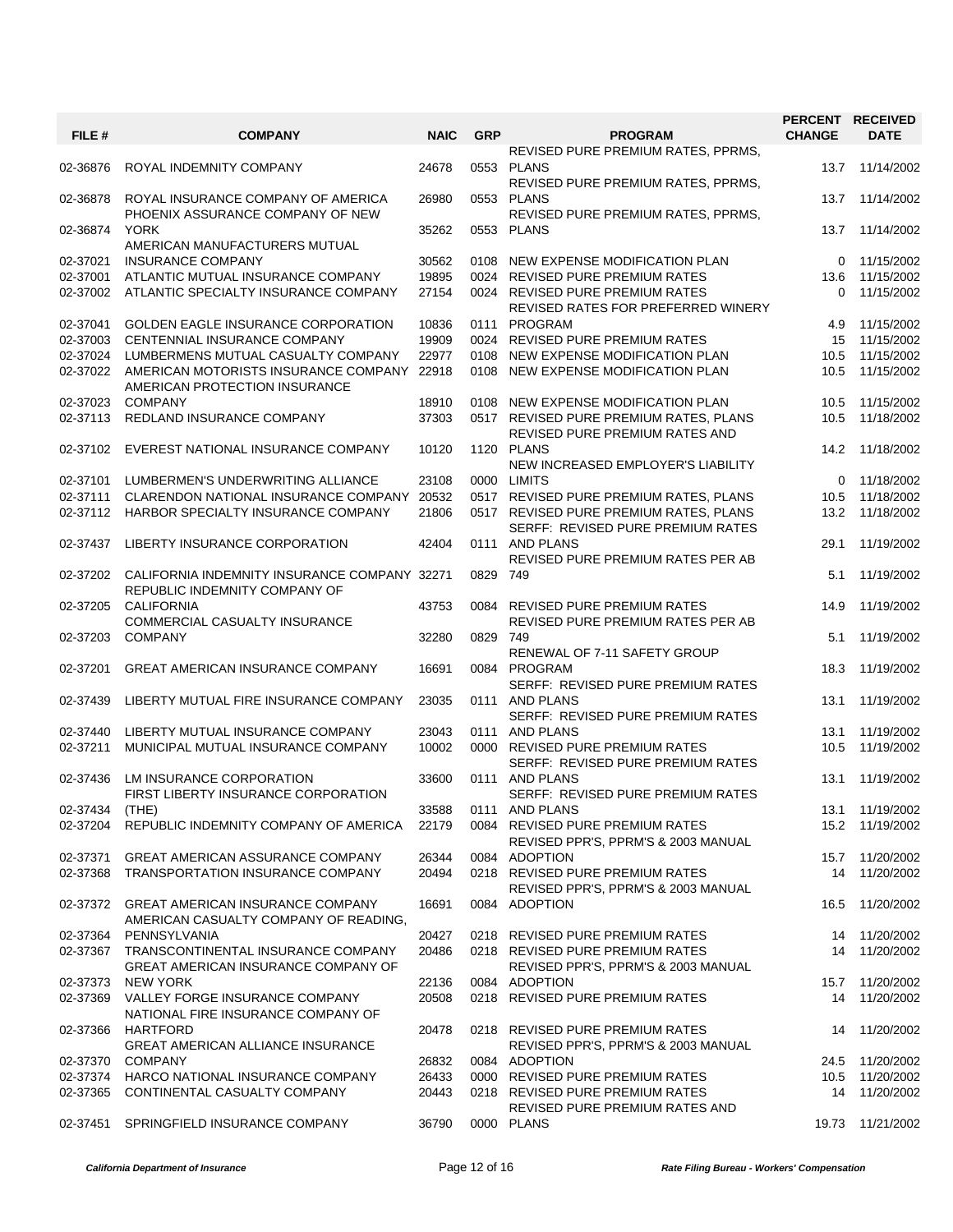| FILE # | COMPANY | NAIC | GRP | PROGRAM | PERCENT CHANGE | RECEIVED DATE |
|---|---|---|---|---|---|---|
| 02-36876 | ROYAL INDEMNITY COMPANY | 24678 | 0553 | REVISED PURE PREMIUM RATES, PPRMS, PLANS | 13.7 | 11/14/2002 |
| 02-36878 | ROYAL INSURANCE COMPANY OF AMERICA | 26980 | 0553 | REVISED PURE PREMIUM RATES, PPRMS, PLANS | 13.7 | 11/14/2002 |
| 02-36874 | PHOENIX ASSURANCE COMPANY OF NEW YORK | 35262 | 0553 | REVISED PURE PREMIUM RATES, PPRMS, PLANS | 13.7 | 11/14/2002 |
| 02-37021 | AMERICAN MANUFACTURERS MUTUAL INSURANCE COMPANY | 30562 | 0108 | NEW EXPENSE MODIFICATION PLAN | 0 | 11/15/2002 |
| 02-37001 | ATLANTIC MUTUAL INSURANCE COMPANY | 19895 | 0024 | REVISED PURE PREMIUM RATES | 13.6 | 11/15/2002 |
| 02-37002 | ATLANTIC SPECIALTY INSURANCE COMPANY | 27154 | 0024 | REVISED PURE PREMIUM RATES | 0 | 11/15/2002 |
| 02-37041 | GOLDEN EAGLE INSURANCE CORPORATION | 10836 | 0111 | REVISED RATES FOR PREFERRED WINERY PROGRAM | 4.9 | 11/15/2002 |
| 02-37003 | CENTENNIAL INSURANCE COMPANY | 19909 | 0024 | REVISED PURE PREMIUM RATES | 15 | 11/15/2002 |
| 02-37024 | LUMBERMENS MUTUAL CASUALTY COMPANY | 22977 | 0108 | NEW EXPENSE MODIFICATION PLAN | 10.5 | 11/15/2002 |
| 02-37022 | AMERICAN MOTORISTS INSURANCE COMPANY | 22918 | 0108 | NEW EXPENSE MODIFICATION PLAN | 10.5 | 11/15/2002 |
| 02-37023 | AMERICAN PROTECTION INSURANCE COMPANY | 18910 | 0108 | NEW EXPENSE MODIFICATION PLAN | 10.5 | 11/15/2002 |
| 02-37113 | REDLAND INSURANCE COMPANY | 37303 | 0517 | REVISED PURE PREMIUM RATES, PLANS | 10.5 | 11/18/2002 |
| 02-37102 | EVEREST NATIONAL INSURANCE COMPANY | 10120 | 1120 | REVISED PURE PREMIUM RATES AND PLANS | 14.2 | 11/18/2002 |
| 02-37101 | LUMBERMEN'S UNDERWRITING ALLIANCE | 23108 | 0000 | NEW INCREASED EMPLOYER'S LIABILITY LIMITS | 0 | 11/18/2002 |
| 02-37111 | CLARENDON NATIONAL INSURANCE COMPANY | 20532 | 0517 | REVISED PURE PREMIUM RATES, PLANS | 10.5 | 11/18/2002 |
| 02-37112 | HARBOR SPECIALTY INSURANCE COMPANY | 21806 | 0517 | REVISED PURE PREMIUM RATES, PLANS | 13.2 | 11/18/2002 |
| 02-37437 | LIBERTY INSURANCE CORPORATION | 42404 | 0111 | SERFF: REVISED PURE PREMIUM RATES AND PLANS | 29.1 | 11/19/2002 |
| 02-37202 | CALIFORNIA INDEMNITY INSURANCE COMPANY | 32271 | 0829 | REVISED PURE PREMIUM RATES PER AB 749 | 5.1 | 11/19/2002 |
| 02-37205 | REPUBLIC INDEMNITY COMPANY OF CALIFORNIA | 43753 | 0084 | REVISED PURE PREMIUM RATES | 14.9 | 11/19/2002 |
| 02-37203 | COMMERCIAL CASUALTY INSURANCE COMPANY | 32280 | 0829 | REVISED PURE PREMIUM RATES PER AB 749 | 5.1 | 11/19/2002 |
| 02-37201 | GREAT AMERICAN INSURANCE COMPANY | 16691 | 0084 | RENEWAL OF 7-11 SAFETY GROUP PROGRAM | 18.3 | 11/19/2002 |
| 02-37439 | LIBERTY MUTUAL FIRE INSURANCE COMPANY | 23035 | 0111 | SERFF: REVISED PURE PREMIUM RATES AND PLANS | 13.1 | 11/19/2002 |
| 02-37440 | LIBERTY MUTUAL INSURANCE COMPANY | 23043 | 0111 | SERFF: REVISED PURE PREMIUM RATES AND PLANS | 13.1 | 11/19/2002 |
| 02-37211 | MUNICIPAL MUTUAL INSURANCE COMPANY | 10002 | 0000 | REVISED PURE PREMIUM RATES | 10.5 | 11/19/2002 |
| 02-37436 | LM INSURANCE CORPORATION | 33600 | 0111 | SERFF: REVISED PURE PREMIUM RATES AND PLANS | 13.1 | 11/19/2002 |
| 02-37434 | FIRST LIBERTY INSURANCE CORPORATION (THE) | 33588 | 0111 | SERFF: REVISED PURE PREMIUM RATES AND PLANS | 13.1 | 11/19/2002 |
| 02-37204 | REPUBLIC INDEMNITY COMPANY OF AMERICA | 22179 | 0084 | REVISED PURE PREMIUM RATES | 15.2 | 11/19/2002 |
| 02-37371 | GREAT AMERICAN ASSURANCE COMPANY | 26344 | 0084 | REVISED PPR'S, PPRM'S & 2003 MANUAL ADOPTION | 15.7 | 11/20/2002 |
| 02-37368 | TRANSPORTATION INSURANCE COMPANY | 20494 | 0218 | REVISED PURE PREMIUM RATES | 14 | 11/20/2002 |
| 02-37372 | GREAT AMERICAN INSURANCE COMPANY | 16691 | 0084 | REVISED PPR'S, PPRM'S & 2003 MANUAL ADOPTION | 16.5 | 11/20/2002 |
| 02-37364 | AMERICAN CASUALTY COMPANY OF READING, PENNSYLVANIA | 20427 | 0218 | REVISED PURE PREMIUM RATES | 14 | 11/20/2002 |
| 02-37367 | TRANSCONTINENTAL INSURANCE COMPANY | 20486 | 0218 | REVISED PURE PREMIUM RATES | 14 | 11/20/2002 |
| 02-37373 | GREAT AMERICAN INSURANCE COMPANY OF NEW YORK | 22136 | 0084 | REVISED PPR'S, PPRM'S & 2003 MANUAL ADOPTION | 15.7 | 11/20/2002 |
| 02-37369 | VALLEY FORGE INSURANCE COMPANY | 20508 | 0218 | REVISED PURE PREMIUM RATES | 14 | 11/20/2002 |
| 02-37366 | NATIONAL FIRE INSURANCE COMPANY OF HARTFORD | 20478 | 0218 | REVISED PURE PREMIUM RATES | 14 | 11/20/2002 |
| 02-37370 | GREAT AMERICAN ALLIANCE INSURANCE COMPANY | 26832 | 0084 | REVISED PPR'S, PPRM'S & 2003 MANUAL ADOPTION | 24.5 | 11/20/2002 |
| 02-37374 | HARCO NATIONAL INSURANCE COMPANY | 26433 | 0000 | REVISED PURE PREMIUM RATES | 10.5 | 11/20/2002 |
| 02-37365 | CONTINENTAL CASUALTY COMPANY | 20443 | 0218 | REVISED PURE PREMIUM RATES | 14 | 11/20/2002 |
| 02-37451 | SPRINGFIELD INSURANCE COMPANY | 36790 | 0000 | REVISED PURE PREMIUM RATES AND PLANS | 19.73 | 11/21/2002 |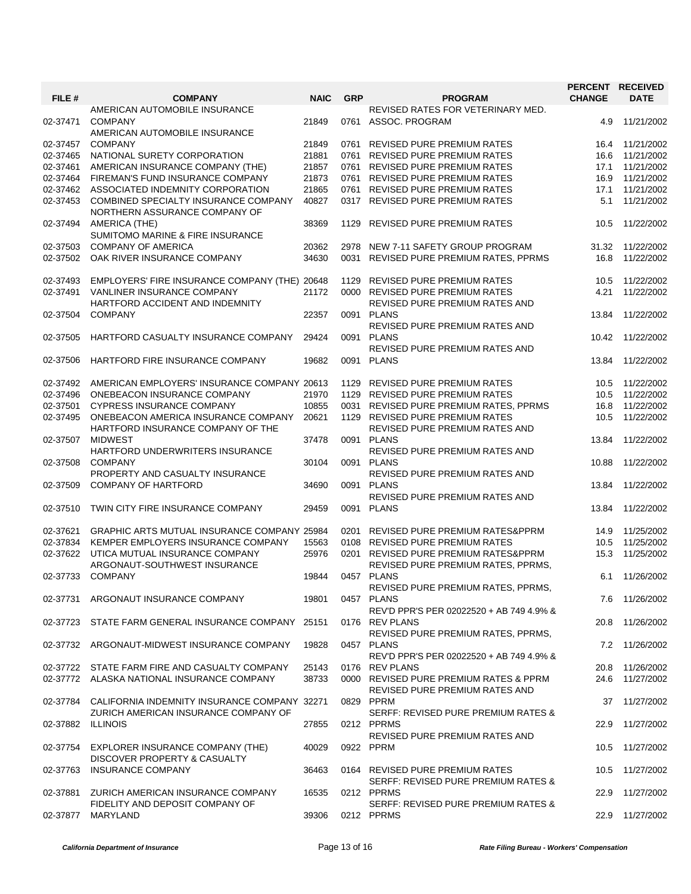| FILE # | COMPANY | NAIC | GRP | PROGRAM | PERCENT CHANGE | RECEIVED DATE |
|---|---|---|---|---|---|---|
| 02-37471 | AMERICAN AUTOMOBILE INSURANCE COMPANY | 21849 | 0761 | REVISED RATES FOR VETERINARY MED. ASSOC. PROGRAM | 4.9 | 11/21/2002 |
| 02-37457 | AMERICAN AUTOMOBILE INSURANCE COMPANY | 21849 | 0761 | REVISED PURE PREMIUM RATES | 16.4 | 11/21/2002 |
| 02-37465 | NATIONAL SURETY CORPORATION | 21881 | 0761 | REVISED PURE PREMIUM RATES | 16.6 | 11/21/2002 |
| 02-37461 | AMERICAN INSURANCE COMPANY (THE) | 21857 | 0761 | REVISED PURE PREMIUM RATES | 17.1 | 11/21/2002 |
| 02-37464 | FIREMAN'S FUND INSURANCE COMPANY | 21873 | 0761 | REVISED PURE PREMIUM RATES | 16.9 | 11/21/2002 |
| 02-37462 | ASSOCIATED INDEMNITY CORPORATION | 21865 | 0761 | REVISED PURE PREMIUM RATES | 17.1 | 11/21/2002 |
| 02-37453 | COMBINED SPECIALTY INSURANCE COMPANY | 40827 | 0317 | REVISED PURE PREMIUM RATES | 5.1 | 11/21/2002 |
| 02-37494 | NORTHERN ASSURANCE COMPANY OF AMERICA (THE) | 38369 | 1129 | REVISED PURE PREMIUM RATES | 10.5 | 11/22/2002 |
| 02-37503 | SUMITOMO MARINE & FIRE INSURANCE COMPANY OF AMERICA | 20362 | 2978 | NEW 7-11 SAFETY GROUP PROGRAM | 31.32 | 11/22/2002 |
| 02-37502 | OAK RIVER INSURANCE COMPANY | 34630 | 0031 | REVISED PURE PREMIUM RATES, PPRMS | 16.8 | 11/22/2002 |
| 02-37493 | EMPLOYERS' FIRE INSURANCE COMPANY (THE) | 20648 | 1129 | REVISED PURE PREMIUM RATES | 10.5 | 11/22/2002 |
| 02-37491 | VANLINER INSURANCE COMPANY | 21172 | 0000 | REVISED PURE PREMIUM RATES | 4.21 | 11/22/2002 |
| 02-37504 | HARTFORD ACCIDENT AND INDEMNITY COMPANY | 22357 | 0091 | REVISED PURE PREMIUM RATES AND PLANS | 13.84 | 11/22/2002 |
| 02-37505 | HARTFORD CASUALTY INSURANCE COMPANY | 29424 | 0091 | REVISED PURE PREMIUM RATES AND PLANS | 10.42 | 11/22/2002 |
| 02-37506 | HARTFORD FIRE INSURANCE COMPANY | 19682 | 0091 | REVISED PURE PREMIUM RATES AND PLANS | 13.84 | 11/22/2002 |
| 02-37492 | AMERICAN EMPLOYERS' INSURANCE COMPANY | 20613 | 1129 | REVISED PURE PREMIUM RATES | 10.5 | 11/22/2002 |
| 02-37496 | ONEBEACON INSURANCE COMPANY | 21970 | 1129 | REVISED PURE PREMIUM RATES | 10.5 | 11/22/2002 |
| 02-37501 | CYPRESS INSURANCE COMPANY | 10855 | 0031 | REVISED PURE PREMIUM RATES, PPRMS | 16.8 | 11/22/2002 |
| 02-37495 | ONEBEACON AMERICA INSURANCE COMPANY | 20621 | 1129 | REVISED PURE PREMIUM RATES | 10.5 | 11/22/2002 |
| 02-37507 | HARTFORD INSURANCE COMPANY OF THE MIDWEST | 37478 | 0091 | REVISED PURE PREMIUM RATES AND PLANS | 13.84 | 11/22/2002 |
| 02-37508 | HARTFORD UNDERWRITERS INSURANCE COMPANY | 30104 | 0091 | REVISED PURE PREMIUM RATES AND PLANS | 10.88 | 11/22/2002 |
| 02-37509 | PROPERTY AND CASUALTY INSURANCE COMPANY OF HARTFORD | 34690 | 0091 | REVISED PURE PREMIUM RATES AND PLANS | 13.84 | 11/22/2002 |
| 02-37510 | TWIN CITY FIRE INSURANCE COMPANY | 29459 | 0091 | REVISED PURE PREMIUM RATES AND PLANS | 13.84 | 11/22/2002 |
| 02-37621 | GRAPHIC ARTS MUTUAL INSURANCE COMPANY | 25984 | 0201 | REVISED PURE PREMIUM RATES&PPRM | 14.9 | 11/25/2002 |
| 02-37834 | KEMPER EMPLOYERS INSURANCE COMPANY | 15563 | 0108 | REVISED PURE PREMIUM RATES | 10.5 | 11/25/2002 |
| 02-37622 | UTICA MUTUAL INSURANCE COMPANY | 25976 | 0201 | REVISED PURE PREMIUM RATES&PPRM | 15.3 | 11/25/2002 |
| 02-37733 | ARGONAUT-SOUTHWEST INSURANCE COMPANY | 19844 | 0457 | REVISED PURE PREMIUM RATES, PPRMS, PLANS | 6.1 | 11/26/2002 |
| 02-37731 | ARGONAUT INSURANCE COMPANY | 19801 | 0457 | REVISED PURE PREMIUM RATES, PPRMS, PLANS | 7.6 | 11/26/2002 |
| 02-37723 | STATE FARM GENERAL INSURANCE COMPANY | 25151 | 0176 | REV'D PPR'S PER 02022520 + AB 749 4.9% & REV PLANS | 20.8 | 11/26/2002 |
| 02-37732 | ARGONAUT-MIDWEST INSURANCE COMPANY | 19828 | 0457 | REVISED PURE PREMIUM RATES, PPRMS, PLANS | 7.2 | 11/26/2002 |
| 02-37722 | STATE FARM FIRE AND CASUALTY COMPANY | 25143 | 0176 | REV'D PPR'S PER 02022520 + AB 749 4.9% & REV PLANS | 20.8 | 11/26/2002 |
| 02-37772 | ALASKA NATIONAL INSURANCE COMPANY | 38733 | 0000 | REVISED PURE PREMIUM RATES & PPRM | 24.6 | 11/27/2002 |
| 02-37784 | CALIFORNIA INDEMNITY INSURANCE COMPANY | 32271 | 0829 | REVISED PURE PREMIUM RATES AND PPRM | 37 | 11/27/2002 |
| 02-37882 | ZURICH AMERICAN INSURANCE COMPANY OF ILLINOIS | 27855 | 0212 | SERFF: REVISED PURE PREMIUM RATES & PPRMS | 22.9 | 11/27/2002 |
| 02-37754 | EXPLORER INSURANCE COMPANY (THE) | 40029 | 0922 | REVISED PURE PREMIUM RATES AND PPRM | 10.5 | 11/27/2002 |
| 02-37763 | DISCOVER PROPERTY & CASUALTY INSURANCE COMPANY | 36463 | 0164 | REVISED PURE PREMIUM RATES | 10.5 | 11/27/2002 |
| 02-37881 | ZURICH AMERICAN INSURANCE COMPANY | 16535 | 0212 | SERFF: REVISED PURE PREMIUM RATES & PPRMS | 22.9 | 11/27/2002 |
| 02-37877 | FIDELITY AND DEPOSIT COMPANY OF MARYLAND | 39306 | 0212 | SERFF: REVISED PURE PREMIUM RATES & PPRMS | 22.9 | 11/27/2002 |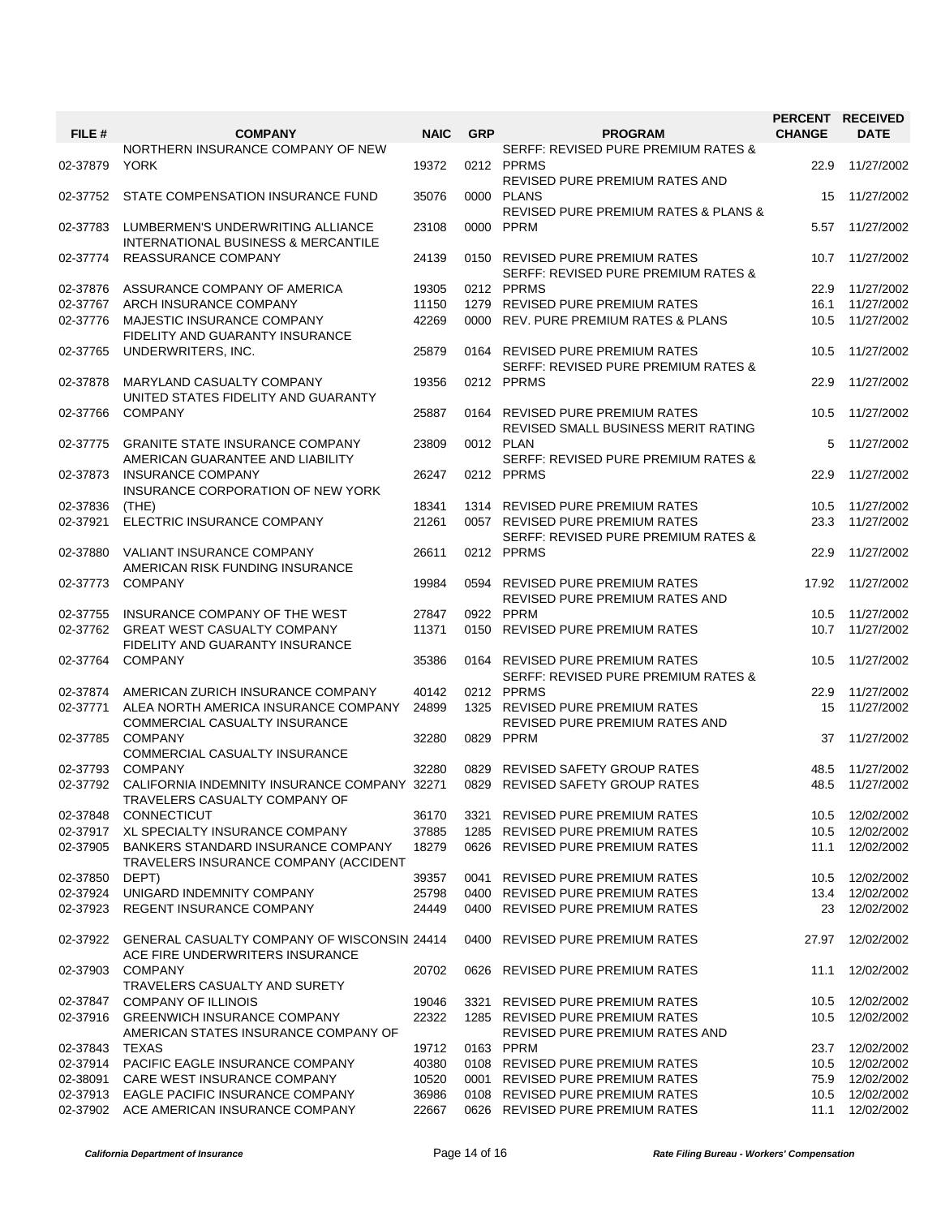| FILE # | COMPANY | NAIC | GRP | PROGRAM | PERCENT CHANGE | RECEIVED DATE |
|---|---|---|---|---|---|---|
| 02-37879 | NORTHERN INSURANCE COMPANY OF NEW YORK | 19372 | 0212 | SERFF: REVISED PURE PREMIUM RATES & PPRMS | 22.9 | 11/27/2002 |
| 02-37752 | STATE COMPENSATION INSURANCE FUND | 35076 | 0000 | REVISED PURE PREMIUM RATES AND PLANS | 15 | 11/27/2002 |
| 02-37783 | LUMBERMEN'S UNDERWRITING ALLIANCE | 23108 | 0000 | REVISED PURE PREMIUM RATES & PLANS & PPRM | 5.57 | 11/27/2002 |
| 02-37774 | INTERNATIONAL BUSINESS & MERCANTILE REASSURANCE COMPANY | 24139 | 0150 | REVISED PURE PREMIUM RATES | 10.7 | 11/27/2002 |
| 02-37876 | ASSURANCE COMPANY OF AMERICA | 19305 | 0212 | SERFF: REVISED PURE PREMIUM RATES & PPRMS | 22.9 | 11/27/2002 |
| 02-37767 | ARCH INSURANCE COMPANY | 11150 | 1279 | REVISED PURE PREMIUM RATES | 16.1 | 11/27/2002 |
| 02-37776 | MAJESTIC INSURANCE COMPANY | 42269 | 0000 | REV. PURE PREMIUM RATES & PLANS | 10.5 | 11/27/2002 |
| 02-37765 | FIDELITY AND GUARANTY INSURANCE UNDERWRITERS, INC. | 25879 | 0164 | REVISED PURE PREMIUM RATES | 10.5 | 11/27/2002 |
| 02-37878 | MARYLAND CASUALTY COMPANY | 19356 | 0212 | SERFF: REVISED PURE PREMIUM RATES & PPRMS | 22.9 | 11/27/2002 |
| 02-37766 | UNITED STATES FIDELITY AND GUARANTY COMPANY | 25887 | 0164 | REVISED PURE PREMIUM RATES | 10.5 | 11/27/2002 |
| 02-37775 | GRANITE STATE INSURANCE COMPANY | 23809 | 0012 | REVISED SMALL BUSINESS MERIT RATING PLAN | 5 | 11/27/2002 |
| 02-37873 | AMERICAN GUARANTEE AND LIABILITY INSURANCE COMPANY | 26247 | 0212 | SERFF: REVISED PURE PREMIUM RATES & PPRMS | 22.9 | 11/27/2002 |
| 02-37836 | INSURANCE CORPORATION OF NEW YORK (THE) | 18341 | 1314 | REVISED PURE PREMIUM RATES | 10.5 | 11/27/2002 |
| 02-37921 | ELECTRIC INSURANCE COMPANY | 21261 | 0057 | REVISED PURE PREMIUM RATES | 23.3 | 11/27/2002 |
| 02-37880 | VALIANT INSURANCE COMPANY | 26611 | 0212 | SERFF: REVISED PURE PREMIUM RATES & PPRMS | 22.9 | 11/27/2002 |
| 02-37773 | AMERICAN RISK FUNDING INSURANCE COMPANY | 19984 | 0594 | REVISED PURE PREMIUM RATES | 17.92 | 11/27/2002 |
| 02-37755 | INSURANCE COMPANY OF THE WEST | 27847 | 0922 | REVISED PURE PREMIUM RATES AND PPRM | 10.5 | 11/27/2002 |
| 02-37762 | GREAT WEST CASUALTY COMPANY | 11371 | 0150 | REVISED PURE PREMIUM RATES | 10.7 | 11/27/2002 |
| 02-37764 | FIDELITY AND GUARANTY INSURANCE COMPANY | 35386 | 0164 | REVISED PURE PREMIUM RATES | 10.5 | 11/27/2002 |
| 02-37874 | AMERICAN ZURICH INSURANCE COMPANY | 40142 | 0212 | SERFF: REVISED PURE PREMIUM RATES & PPRMS | 22.9 | 11/27/2002 |
| 02-37771 | ALEA NORTH AMERICA INSURANCE COMPANY | 24899 | 1325 | REVISED PURE PREMIUM RATES | 15 | 11/27/2002 |
| 02-37785 | COMMERCIAL CASUALTY INSURANCE COMPANY | 32280 | 0829 | REVISED PURE PREMIUM RATES AND PPRM | 37 | 11/27/2002 |
| 02-37793 | COMMERCIAL CASUALTY INSURANCE COMPANY | 32280 | 0829 | REVISED SAFETY GROUP RATES | 48.5 | 11/27/2002 |
| 02-37792 | CALIFORNIA INDEMNITY INSURANCE COMPANY | 32271 | 0829 | REVISED SAFETY GROUP RATES | 48.5 | 11/27/2002 |
| 02-37848 | TRAVELERS CASUALTY COMPANY OF CONNECTICUT | 36170 | 3321 | REVISED PURE PREMIUM RATES | 10.5 | 12/02/2002 |
| 02-37917 | XL SPECIALTY INSURANCE COMPANY | 37885 | 1285 | REVISED PURE PREMIUM RATES | 10.5 | 12/02/2002 |
| 02-37905 | BANKERS STANDARD INSURANCE COMPANY | 18279 | 0626 | REVISED PURE PREMIUM RATES | 11.1 | 12/02/2002 |
| 02-37850 | TRAVELERS INSURANCE COMPANY (ACCIDENT DEPT) | 39357 | 0041 | REVISED PURE PREMIUM RATES | 10.5 | 12/02/2002 |
| 02-37924 | UNIGARD INDEMNITY COMPANY | 25798 | 0400 | REVISED PURE PREMIUM RATES | 13.4 | 12/02/2002 |
| 02-37923 | REGENT INSURANCE COMPANY | 24449 | 0400 | REVISED PURE PREMIUM RATES | 23 | 12/02/2002 |
| 02-37922 | GENERAL CASUALTY COMPANY OF WISCONSIN | 24414 | 0400 | REVISED PURE PREMIUM RATES | 27.97 | 12/02/2002 |
| 02-37903 | ACE FIRE UNDERWRITERS INSURANCE COMPANY | 20702 | 0626 | REVISED PURE PREMIUM RATES | 11.1 | 12/02/2002 |
| 02-37847 | TRAVELERS CASUALTY AND SURETY COMPANY OF ILLINOIS | 19046 | 3321 | REVISED PURE PREMIUM RATES | 10.5 | 12/02/2002 |
| 02-37916 | GREENWICH INSURANCE COMPANY | 22322 | 1285 | REVISED PURE PREMIUM RATES | 10.5 | 12/02/2002 |
| 02-37843 | AMERICAN STATES INSURANCE COMPANY OF TEXAS | 19712 | 0163 | REVISED PURE PREMIUM RATES AND PPRM | 23.7 | 12/02/2002 |
| 02-37914 | PACIFIC EAGLE INSURANCE COMPANY | 40380 | 0108 | REVISED PURE PREMIUM RATES | 10.5 | 12/02/2002 |
| 02-38091 | CARE WEST INSURANCE COMPANY | 10520 | 0001 | REVISED PURE PREMIUM RATES | 75.9 | 12/02/2002 |
| 02-37913 | EAGLE PACIFIC INSURANCE COMPANY | 36986 | 0108 | REVISED PURE PREMIUM RATES | 10.5 | 12/02/2002 |
| 02-37902 | ACE AMERICAN INSURANCE COMPANY | 22667 | 0626 | REVISED PURE PREMIUM RATES | 11.1 | 12/02/2002 |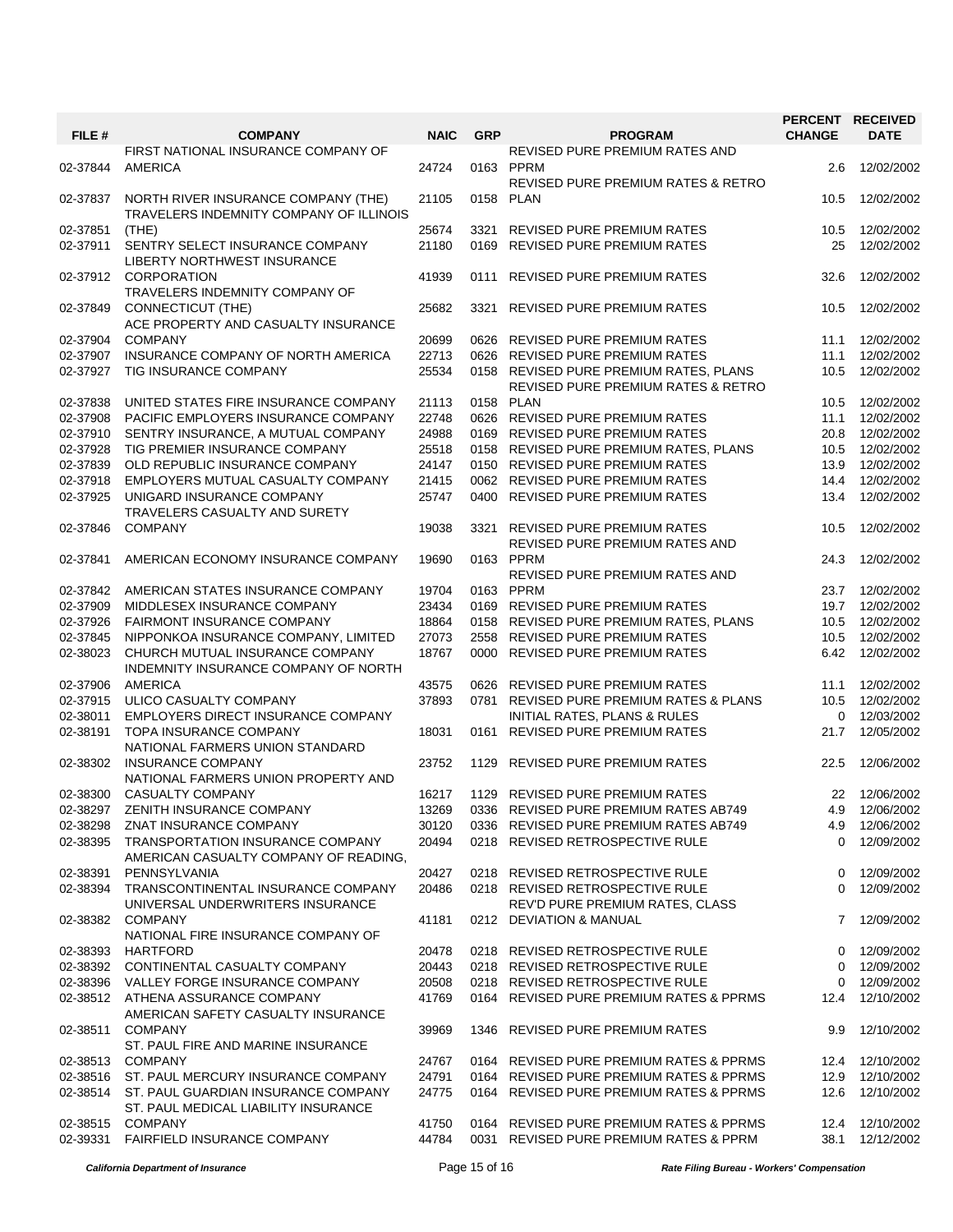| FILE # | COMPANY | NAIC | GRP | PROGRAM | PERCENT CHANGE | RECEIVED DATE |
|---|---|---|---|---|---|---|
| 02-37844 | FIRST NATIONAL INSURANCE COMPANY OF AMERICA | 24724 | 0163 | REVISED PURE PREMIUM RATES AND PPRM | 2.6 | 12/02/2002 |
| 02-37837 | NORTH RIVER INSURANCE COMPANY (THE) | 21105 | 0158 | REVISED PURE PREMIUM RATES & RETRO PLAN | 10.5 | 12/02/2002 |
| 02-37851 | TRAVELERS INDEMNITY COMPANY OF ILLINOIS (THE) | 25674 | 3321 | REVISED PURE PREMIUM RATES | 10.5 | 12/02/2002 |
| 02-37911 | SENTRY SELECT INSURANCE COMPANY | 21180 | 0169 | REVISED PURE PREMIUM RATES | 25 | 12/02/2002 |
| 02-37912 | LIBERTY NORTHWEST INSURANCE CORPORATION | 41939 | 0111 | REVISED PURE PREMIUM RATES | 32.6 | 12/02/2002 |
| 02-37849 | TRAVELERS INDEMNITY COMPANY OF CONNECTICUT (THE) | 25682 | 3321 | REVISED PURE PREMIUM RATES | 10.5 | 12/02/2002 |
| 02-37904 | ACE PROPERTY AND CASUALTY INSURANCE COMPANY | 20699 | 0626 | REVISED PURE PREMIUM RATES | 11.1 | 12/02/2002 |
| 02-37907 | INSURANCE COMPANY OF NORTH AMERICA | 22713 | 0626 | REVISED PURE PREMIUM RATES | 11.1 | 12/02/2002 |
| 02-37927 | TIG INSURANCE COMPANY | 25534 | 0158 | REVISED PURE PREMIUM RATES, PLANS | 10.5 | 12/02/2002 |
| 02-37838 | UNITED STATES FIRE INSURANCE COMPANY | 21113 | 0158 | REVISED PURE PREMIUM RATES & RETRO PLAN | 10.5 | 12/02/2002 |
| 02-37908 | PACIFIC EMPLOYERS INSURANCE COMPANY | 22748 | 0626 | REVISED PURE PREMIUM RATES | 11.1 | 12/02/2002 |
| 02-37910 | SENTRY INSURANCE, A MUTUAL COMPANY | 24988 | 0169 | REVISED PURE PREMIUM RATES | 20.8 | 12/02/2002 |
| 02-37928 | TIG PREMIER INSURANCE COMPANY | 25518 | 0158 | REVISED PURE PREMIUM RATES, PLANS | 10.5 | 12/02/2002 |
| 02-37839 | OLD REPUBLIC INSURANCE COMPANY | 24147 | 0150 | REVISED PURE PREMIUM RATES | 13.9 | 12/02/2002 |
| 02-37918 | EMPLOYERS MUTUAL CASUALTY COMPANY | 21415 | 0062 | REVISED PURE PREMIUM RATES | 14.4 | 12/02/2002 |
| 02-37925 | UNIGARD INSURANCE COMPANY | 25747 | 0400 | REVISED PURE PREMIUM RATES | 13.4 | 12/02/2002 |
| 02-37846 | TRAVELERS CASUALTY AND SURETY COMPANY | 19038 | 3321 | REVISED PURE PREMIUM RATES | 10.5 | 12/02/2002 |
| 02-37841 | AMERICAN ECONOMY INSURANCE COMPANY | 19690 | 0163 | REVISED PURE PREMIUM RATES AND PPRM | 24.3 | 12/02/2002 |
| 02-37842 | AMERICAN STATES INSURANCE COMPANY | 19704 | 0163 | REVISED PURE PREMIUM RATES AND PPRM | 23.7 | 12/02/2002 |
| 02-37909 | MIDDLESEX INSURANCE COMPANY | 23434 | 0169 | REVISED PURE PREMIUM RATES | 19.7 | 12/02/2002 |
| 02-37926 | FAIRMONT INSURANCE COMPANY | 18864 | 0158 | REVISED PURE PREMIUM RATES, PLANS | 10.5 | 12/02/2002 |
| 02-37845 | NIPPONKOA INSURANCE COMPANY, LIMITED | 27073 | 2558 | REVISED PURE PREMIUM RATES | 10.5 | 12/02/2002 |
| 02-38023 | CHURCH MUTUAL INSURANCE COMPANY | 18767 | 0000 | REVISED PURE PREMIUM RATES | 6.42 | 12/02/2002 |
| 02-37906 | INDEMNITY INSURANCE COMPANY OF NORTH AMERICA | 43575 | 0626 | REVISED PURE PREMIUM RATES | 11.1 | 12/02/2002 |
| 02-37915 | ULICO CASUALTY COMPANY | 37893 | 0781 | REVISED PURE PREMIUM RATES & PLANS | 10.5 | 12/02/2002 |
| 02-38011 | EMPLOYERS DIRECT INSURANCE COMPANY | | | INITIAL RATES, PLANS & RULES | 0 | 12/03/2002 |
| 02-38191 | TOPA INSURANCE COMPANY | 18031 | 0161 | REVISED PURE PREMIUM RATES | 21.7 | 12/05/2002 |
| 02-38302 | NATIONAL FARMERS UNION STANDARD INSURANCE COMPANY | 23752 | 1129 | REVISED PURE PREMIUM RATES | 22.5 | 12/06/2002 |
| 02-38300 | NATIONAL FARMERS UNION PROPERTY AND CASUALTY COMPANY | 16217 | 1129 | REVISED PURE PREMIUM RATES | 22 | 12/06/2002 |
| 02-38297 | ZENITH INSURANCE COMPANY | 13269 | 0336 | REVISED PURE PREMIUM RATES AB749 | 4.9 | 12/06/2002 |
| 02-38298 | ZNAT INSURANCE COMPANY | 30120 | 0336 | REVISED PURE PREMIUM RATES AB749 | 4.9 | 12/06/2002 |
| 02-38395 | TRANSPORTATION INSURANCE COMPANY | 20494 | 0218 | REVISED RETROSPECTIVE RULE | 0 | 12/09/2002 |
| 02-38391 | AMERICAN CASUALTY COMPANY OF READING, PENNSYLVANIA | 20427 | 0218 | REVISED RETROSPECTIVE RULE | 0 | 12/09/2002 |
| 02-38394 | TRANSCONTINENTAL INSURANCE COMPANY | 20486 | 0218 | REVISED RETROSPECTIVE RULE | 0 | 12/09/2002 |
| 02-38382 | UNIVERSAL UNDERWRITERS INSURANCE COMPANY | 41181 | 0212 | REV'D PURE PREMIUM RATES, CLASS DEVIATION & MANUAL | 7 | 12/09/2002 |
| 02-38393 | NATIONAL FIRE INSURANCE COMPANY OF HARTFORD | 20478 | 0218 | REVISED RETROSPECTIVE RULE | 0 | 12/09/2002 |
| 02-38392 | CONTINENTAL CASUALTY COMPANY | 20443 | 0218 | REVISED RETROSPECTIVE RULE | 0 | 12/09/2002 |
| 02-38396 | VALLEY FORGE INSURANCE COMPANY | 20508 | 0218 | REVISED RETROSPECTIVE RULE | 0 | 12/09/2002 |
| 02-38512 | ATHENA ASSURANCE COMPANY | 41769 | 0164 | REVISED PURE PREMIUM RATES & PPRMS | 12.4 | 12/10/2002 |
| 02-38511 | AMERICAN SAFETY CASUALTY INSURANCE COMPANY | 39969 | 1346 | REVISED PURE PREMIUM RATES | 9.9 | 12/10/2002 |
| 02-38513 | ST. PAUL FIRE AND MARINE INSURANCE COMPANY | 24767 | 0164 | REVISED PURE PREMIUM RATES & PPRMS | 12.4 | 12/10/2002 |
| 02-38516 | ST. PAUL MERCURY INSURANCE COMPANY | 24791 | 0164 | REVISED PURE PREMIUM RATES & PPRMS | 12.9 | 12/10/2002 |
| 02-38514 | ST. PAUL GUARDIAN INSURANCE COMPANY | 24775 | 0164 | REVISED PURE PREMIUM RATES & PPRMS | 12.6 | 12/10/2002 |
| 02-38515 | ST. PAUL MEDICAL LIABILITY INSURANCE COMPANY | 41750 | 0164 | REVISED PURE PREMIUM RATES & PPRMS | 12.4 | 12/10/2002 |
| 02-39331 | FAIRFIELD INSURANCE COMPANY | 44784 | 0031 | REVISED PURE PREMIUM RATES & PPRM | 38.1 | 12/12/2002 |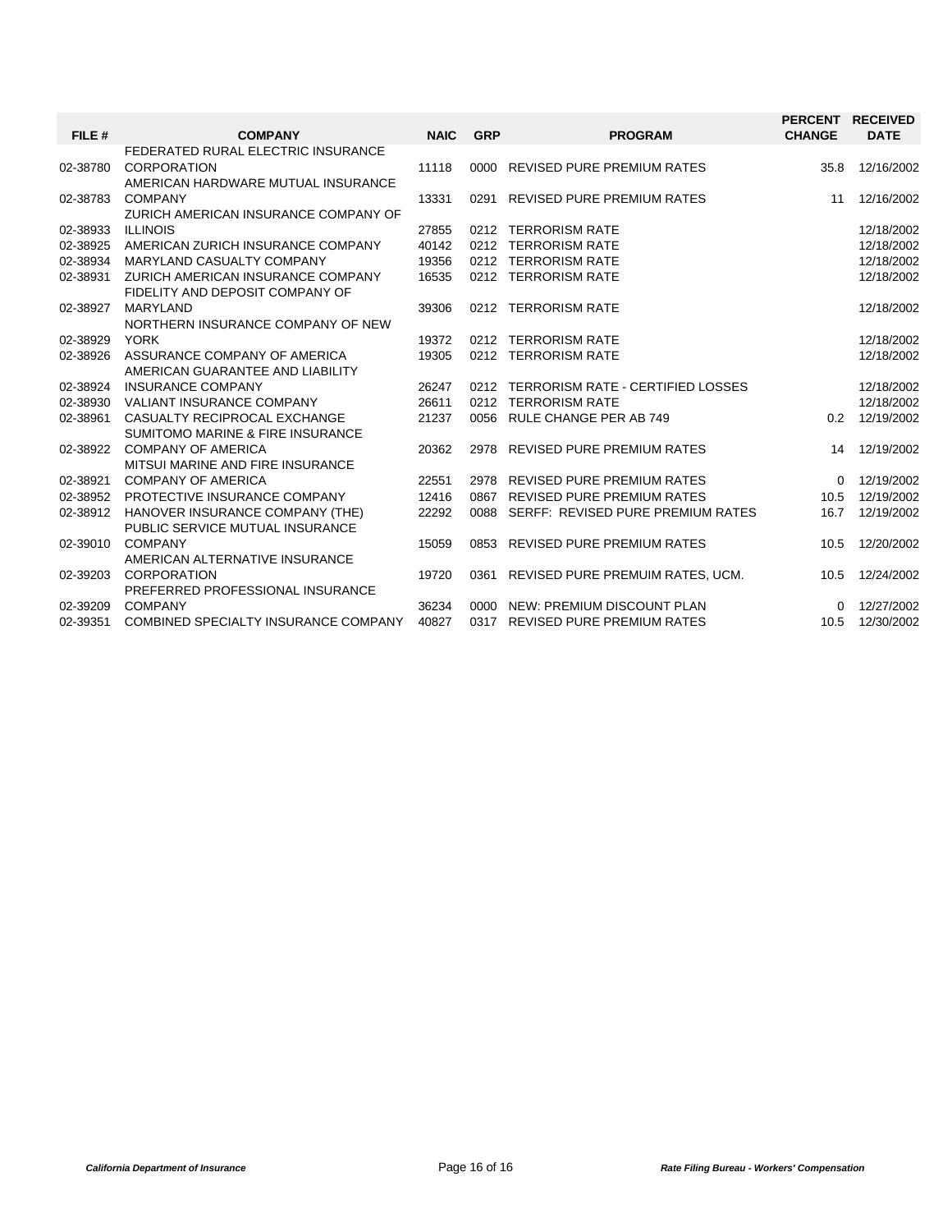| FILE # | COMPANY | NAIC | GRP | PROGRAM | PERCENT CHANGE | RECEIVED DATE |
|---|---|---|---|---|---|---|
| 02-38780 | FEDERATED RURAL ELECTRIC INSURANCE CORPORATION | 11118 | 0000 | REVISED PURE PREMIUM RATES | 35.8 | 12/16/2002 |
| 02-38783 | AMERICAN HARDWARE MUTUAL INSURANCE COMPANY | 13331 | 0291 | REVISED PURE PREMIUM RATES | 11 | 12/16/2002 |
| 02-38933 | ZURICH AMERICAN INSURANCE COMPANY OF ILLINOIS | 27855 | 0212 | TERRORISM RATE | | 12/18/2002 |
| 02-38925 | AMERICAN ZURICH INSURANCE COMPANY | 40142 | 0212 | TERRORISM RATE | | 12/18/2002 |
| 02-38934 | MARYLAND CASUALTY COMPANY | 19356 | 0212 | TERRORISM RATE | | 12/18/2002 |
| 02-38931 | ZURICH AMERICAN INSURANCE COMPANY | 16535 | 0212 | TERRORISM RATE | | 12/18/2002 |
| 02-38927 | FIDELITY AND DEPOSIT COMPANY OF MARYLAND | 39306 | 0212 | TERRORISM RATE | | 12/18/2002 |
| 02-38929 | NORTHERN INSURANCE COMPANY OF NEW YORK | 19372 | 0212 | TERRORISM RATE | | 12/18/2002 |
| 02-38926 | ASSURANCE COMPANY OF AMERICA | 19305 | 0212 | TERRORISM RATE | | 12/18/2002 |
| 02-38924 | AMERICAN GUARANTEE AND LIABILITY INSURANCE COMPANY | 26247 | 0212 | TERRORISM RATE - CERTIFIED LOSSES | | 12/18/2002 |
| 02-38930 | VALIANT INSURANCE COMPANY | 26611 | 0212 | TERRORISM RATE | | 12/18/2002 |
| 02-38961 | CASUALTY RECIPROCAL EXCHANGE | 21237 | 0056 | RULE CHANGE PER AB 749 | 0.2 | 12/19/2002 |
| 02-38922 | SUMITOMO MARINE & FIRE INSURANCE COMPANY OF AMERICA | 20362 | 2978 | REVISED PURE PREMIUM RATES | 14 | 12/19/2002 |
| 02-38921 | MITSUI MARINE AND FIRE INSURANCE COMPANY OF AMERICA | 22551 | 2978 | REVISED PURE PREMIUM RATES | 0 | 12/19/2002 |
| 02-38952 | PROTECTIVE INSURANCE COMPANY | 12416 | 0867 | REVISED PURE PREMIUM RATES | 10.5 | 12/19/2002 |
| 02-38912 | HANOVER INSURANCE COMPANY (THE) | 22292 | 0088 | SERFF: REVISED PURE PREMIUM RATES | 16.7 | 12/19/2002 |
| 02-39010 | PUBLIC SERVICE MUTUAL INSURANCE COMPANY | 15059 | 0853 | REVISED PURE PREMIUM RATES | 10.5 | 12/20/2002 |
| 02-39203 | AMERICAN ALTERNATIVE INSURANCE CORPORATION | 19720 | 0361 | REVISED PURE PREMUIM RATES, UCM. | 10.5 | 12/24/2002 |
| 02-39209 | PREFERRED PROFESSIONAL INSURANCE COMPANY | 36234 | 0000 | NEW: PREMIUM DISCOUNT PLAN | 0 | 12/27/2002 |
| 02-39351 | COMBINED SPECIALTY INSURANCE COMPANY | 40827 | 0317 | REVISED PURE PREMIUM RATES | 10.5 | 12/30/2002 |